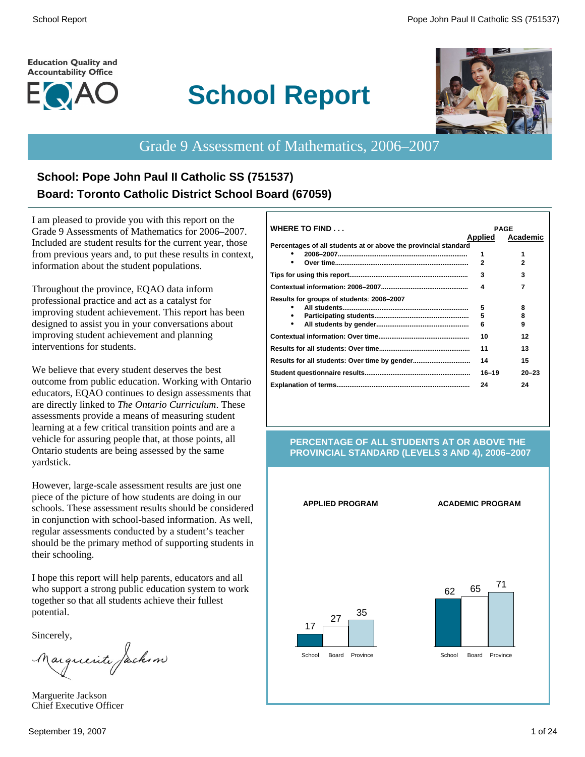Education Quality and Accountability Office

EQAO

# School Report

## Grade 9 Assessment of Mathematics, 2006–2007

### School: Pope John Paul II Catholic SS (751537)
### Board: Toronto Catholic District School Board (67059)

I am pleased to provide you with this report on the Grade 9 Assessments of Mathematics for 2006–2007. Included are student results for the current year, those from previous years and, to put these results in context, information about the student populations.

Throughout the province, EQAO data inform professional practice and act as a catalyst for improving student achievement. This report has been designed to assist you in your conversations about improving student achievement and planning interventions for students.

We believe that every student deserves the best outcome from public education. Working with Ontario educators, EQAO continues to design assessments that are directly linked to *The Ontario Curriculum*. These assessments provide a means of measuring student learning at a few critical transition points and are a vehicle for assuring people that, at those points, all Ontario students are being assessed by the same yardstick.

However, large-scale assessment results are just one piece of the picture of how students are doing in our schools. These assessment results should be considered in conjunction with school-based information. As well, regular assessments conducted by a student's teacher should be the primary method of supporting students in their schooling.

I hope this report will help parents, educators and all who support a strong public education system to work together so that all students achieve their fullest potential.

Sincerely,

Marguerite Jackson
Chief Executive Officer

**WHERE TO FIND . . .**

| | PAGE Applied | PAGE Academic |
|---|---|---|
| **Percentages of all students at or above the provincial standard** | | |
| • 2006–2007 | 1 | 1 |
| • Over time | 2 | 2 |
| **Tips for using this report** | 3 | 3 |
| **Contextual information: 2006–2007** | 4 | 7 |
| **Results for groups of students: 2006–2007** | | |
| • All students | 5 | 8 |
| • Participating students | 5 | 8 |
| • All students by gender | 6 | 9 |
| **Contextual information: Over time** | 10 | 12 |
| **Results for all students: Over time** | 11 | 13 |
| **Results for all students: Over time by gender** | 14 | 15 |
| **Student questionnaire results** | 16–19 | 20–23 |
| **Explanation of terms** | 24 | 24 |

**PERCENTAGE OF ALL STUDENTS AT OR ABOVE THE PROVINCIAL STANDARD (LEVELS 3 AND 4), 2006–2007**

| | School | Board | Province |
|---|---|---|---|
| **APPLIED PROGRAM** | 17 | 27 | 35 |
| **ACADEMIC PROGRAM** | 62 | 65 | 71 |

September 19, 2007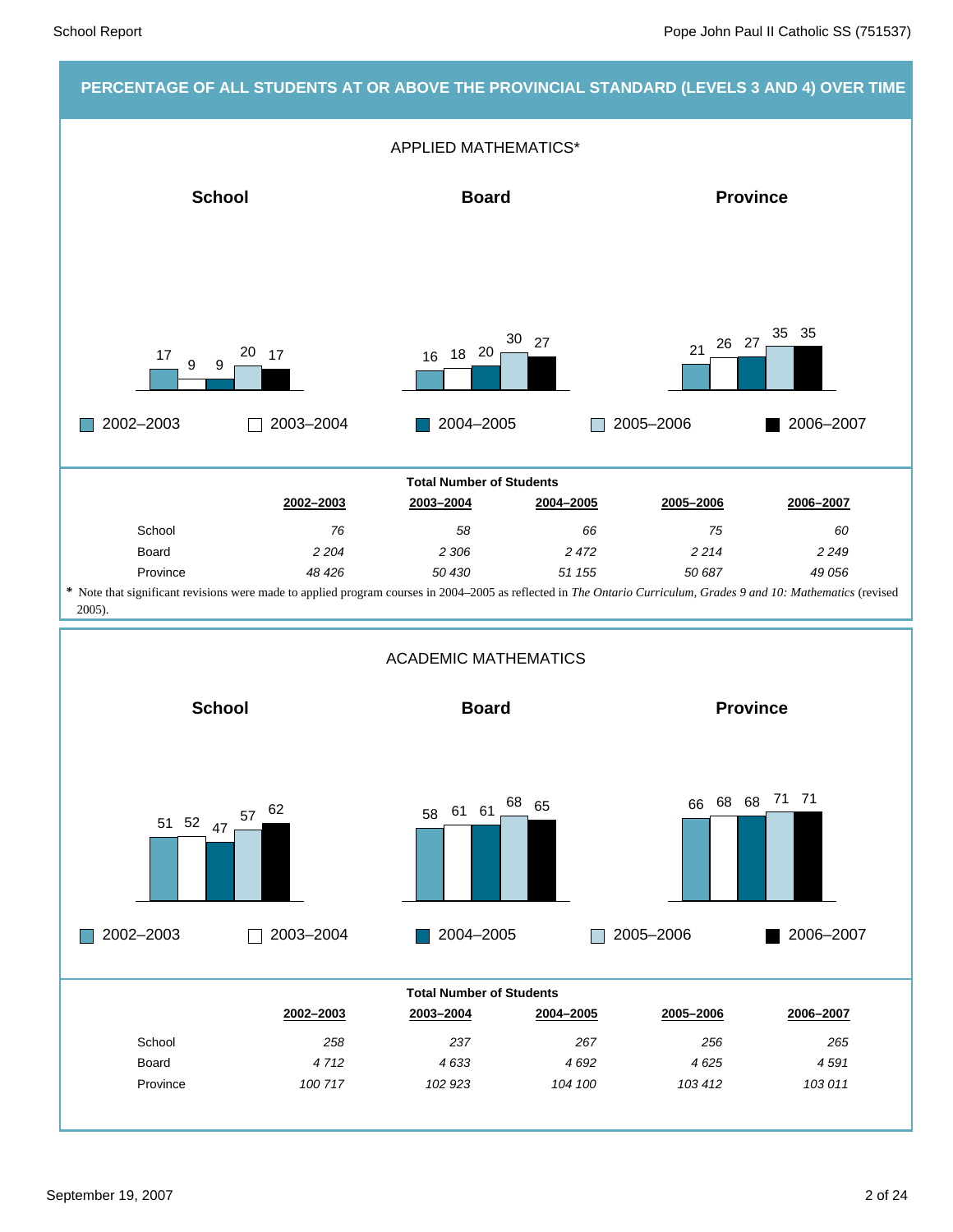## PERCENTAGE OF ALL STUDENTS AT OR ABOVE THE PROVINCIAL STANDARD (LEVELS 3 AND 4) OVER TIME

### APPLIED MATHEMATICS*

| | 2002–2003 | 2003–2004 | 2004–2005 | 2005–2006 | 2006–2007 |
|---|---|---|---|---|---|
| School | 17 | 9 | 9 | 20 | 17 |
| Board | 16 | 18 | 20 | 30 | 27 |
| Province | 21 | 26 | 27 | 35 | 35 |

**Total Number of Students**

| | 2002–2003 | 2003–2004 | 2004–2005 | 2005–2006 | 2006–2007 |
|---|---|---|---|---|---|
| School | *76* | *58* | *66* | *75* | *60* |
| Board | *2 204* | *2 306* | *2 472* | *2 214* | *2 249* |
| Province | *48 426* | *50 430* | *51 155* | *50 687* | *49 056* |

* Note that significant revisions were made to applied program courses in 2004–2005 as reflected in *The Ontario Curriculum, Grades 9 and 10: Mathematics* (revised 2005).

### ACADEMIC MATHEMATICS

| | 2002–2003 | 2003–2004 | 2004–2005 | 2005–2006 | 2006–2007 |
|---|---|---|---|---|---|
| School | 51 | 52 | 47 | 57 | 62 |
| Board | 58 | 61 | 61 | 68 | 65 |
| Province | 66 | 68 | 68 | 71 | 71 |

**Total Number of Students**

| | 2002–2003 | 2003–2004 | 2004–2005 | 2005–2006 | 2006–2007 |
|---|---|---|---|---|---|
| School | *258* | *237* | *267* | *256* | *265* |
| Board | *4 712* | *4 633* | *4 692* | *4 625* | *4 591* |
| Province | *100 717* | *102 923* | *104 100* | *103 412* | *103 011* |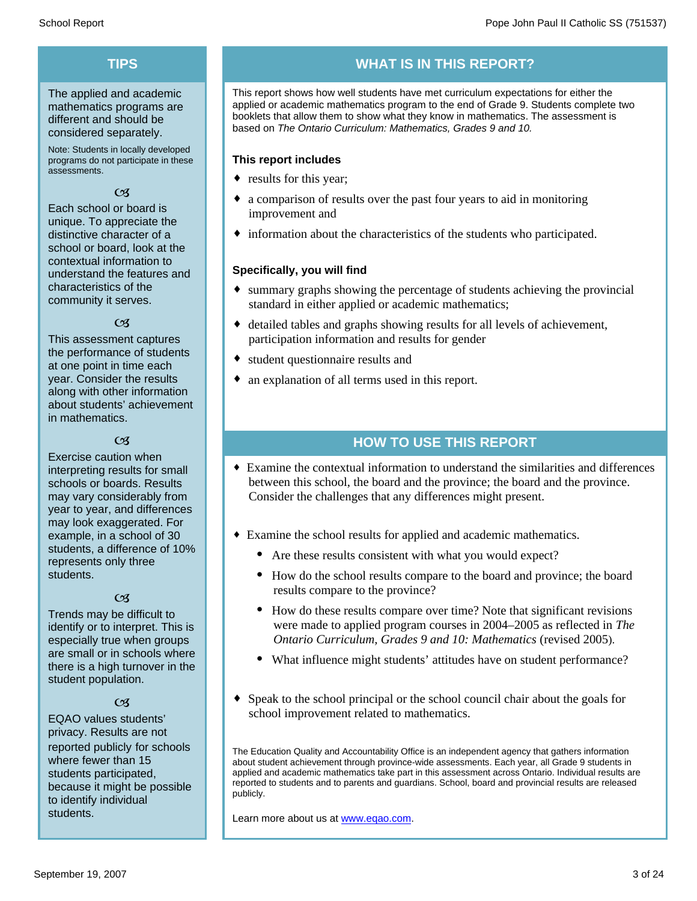## TIPS

The applied and academic mathematics programs are different and should be considered separately.

Note: Students in locally developed programs do not participate in these assessments.

Each school or board is unique. To appreciate the distinctive character of a school or board, look at the contextual information to understand the features and characteristics of the community it serves.

This assessment captures the performance of students at one point in time each year. Consider the results along with other information about students' achievement in mathematics.

Exercise caution when interpreting results for small schools or boards. Results may vary considerably from year to year, and differences may look exaggerated. For example, in a school of 30 students, a difference of 10% represents only three students.

Trends may be difficult to identify or to interpret. This is especially true when groups are small or in schools where there is a high turnover in the student population.

EQAO values students' privacy. Results are not reported publicly for schools where fewer than 15 students participated, because it might be possible to identify individual students.

## WHAT IS IN THIS REPORT?

This report shows how well students have met curriculum expectations for either the applied or academic mathematics program to the end of Grade 9. Students complete two booklets that allow them to show what they know in mathematics. The assessment is based on *The Ontario Curriculum: Mathematics, Grades 9 and 10.*

**This report includes**

- results for this year;
- a comparison of results over the past four years to aid in monitoring improvement and
- information about the characteristics of the students who participated.

**Specifically, you will find**

- summary graphs showing the percentage of students achieving the provincial standard in either applied or academic mathematics;
- detailed tables and graphs showing results for all levels of achievement, participation information and results for gender
- student questionnaire results and
- an explanation of all terms used in this report.

## HOW TO USE THIS REPORT

- Examine the contextual information to understand the similarities and differences between this school, the board and the province; the board and the province. Consider the challenges that any differences might present.
- Examine the school results for applied and academic mathematics.
  - Are these results consistent with what you would expect?
  - How do the school results compare to the board and province; the board results compare to the province?
  - How do these results compare over time? Note that significant revisions were made to applied program courses in 2004–2005 as reflected in *The Ontario Curriculum, Grades 9 and 10: Mathematics* (revised 2005).
  - What influence might students' attitudes have on student performance?
- Speak to the school principal or the school council chair about the goals for school improvement related to mathematics.

The Education Quality and Accountability Office is an independent agency that gathers information about student achievement through province-wide assessments. Each year, all Grade 9 students in applied and academic mathematics take part in this assessment across Ontario. Individual results are reported to students and to parents and guardians. School, board and provincial results are released publicly.

Learn more about us at www.eqao.com.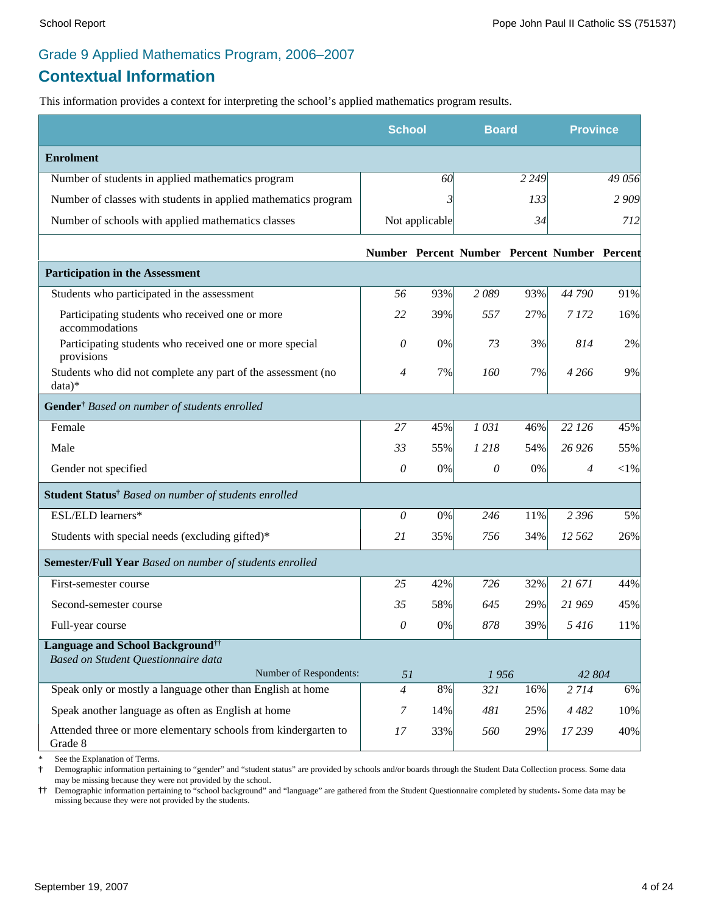## Grade 9 Applied Mathematics Program, 2006–2007

# Contextual Information

This information provides a context for interpreting the school's applied mathematics program results.

| | School | | Board | | Province | |
|---|---|---|---|---|---|---|
| **Enrolment** | | | | | | |
| Number of students in applied mathematics program | *60* | | *2 249* | | *49 056* | |
| Number of classes with students in applied mathematics program | *3* | | *133* | | *2 909* | |
| Number of schools with applied mathematics classes | Not applicable | | *34* | | *712* | |
| | **Number** | **Percent** | **Number** | **Percent** | **Number** | **Percent** |
| **Participation in the Assessment** | | | | | | |
| Students who participated in the assessment | *56* | 93% | *2 089* | 93% | *44 790* | 91% |
| Participating students who received one or more accommodations | *22* | 39% | *557* | 27% | *7 172* | 16% |
| Participating students who received one or more special provisions | *0* | 0% | *73* | 3% | *814* | 2% |
| Students who did not complete any part of the assessment (no data)* | *4* | 7% | *160* | 7% | *4 266* | 9% |
| **Gender**† *Based on number of students enrolled* | | | | | | |
| Female | *27* | 45% | *1 031* | 46% | *22 126* | 45% |
| Male | *33* | 55% | *1 218* | 54% | *26 926* | 55% |
| Gender not specified | *0* | 0% | *0* | 0% | *4* | <1% |
| **Student Status**† *Based on number of students enrolled* | | | | | | |
| ESL/ELD learners* | *0* | 0% | *246* | 11% | *2 396* | 5% |
| Students with special needs (excluding gifted)* | *21* | 35% | *756* | 34% | *12 562* | 26% |
| **Semester/Full Year** *Based on number of students enrolled* | | | | | | |
| First-semester course | *25* | 42% | *726* | 32% | *21 671* | 44% |
| Second-semester course | *35* | 58% | *645* | 29% | *21 969* | 45% |
| Full-year course | *0* | 0% | *878* | 39% | *5 416* | 11% |
| **Language and School Background**†† *Based on Student Questionnaire data* | | | | | | |
| Number of Respondents: | *51* | | *1 956* | | *42 804* | |
| Speak only or mostly a language other than English at home | *4* | 8% | *321* | 16% | *2 714* | 6% |
| Speak another language as often as English at home | *7* | 14% | *481* | 25% | *4 482* | 10% |
| Attended three or more elementary schools from kindergarten to Grade 8 | *17* | 33% | *560* | 29% | *17 239* | 40% |

\* See the Explanation of Terms.

† Demographic information pertaining to "gender" and "student status" are provided by schools and/or boards through the Student Data Collection process. Some data may be missing because they were not provided by the school.

†† Demographic information pertaining to "school background" and "language" are gathered from the Student Questionnaire completed by students. Some data may be missing because they were not provided by the students.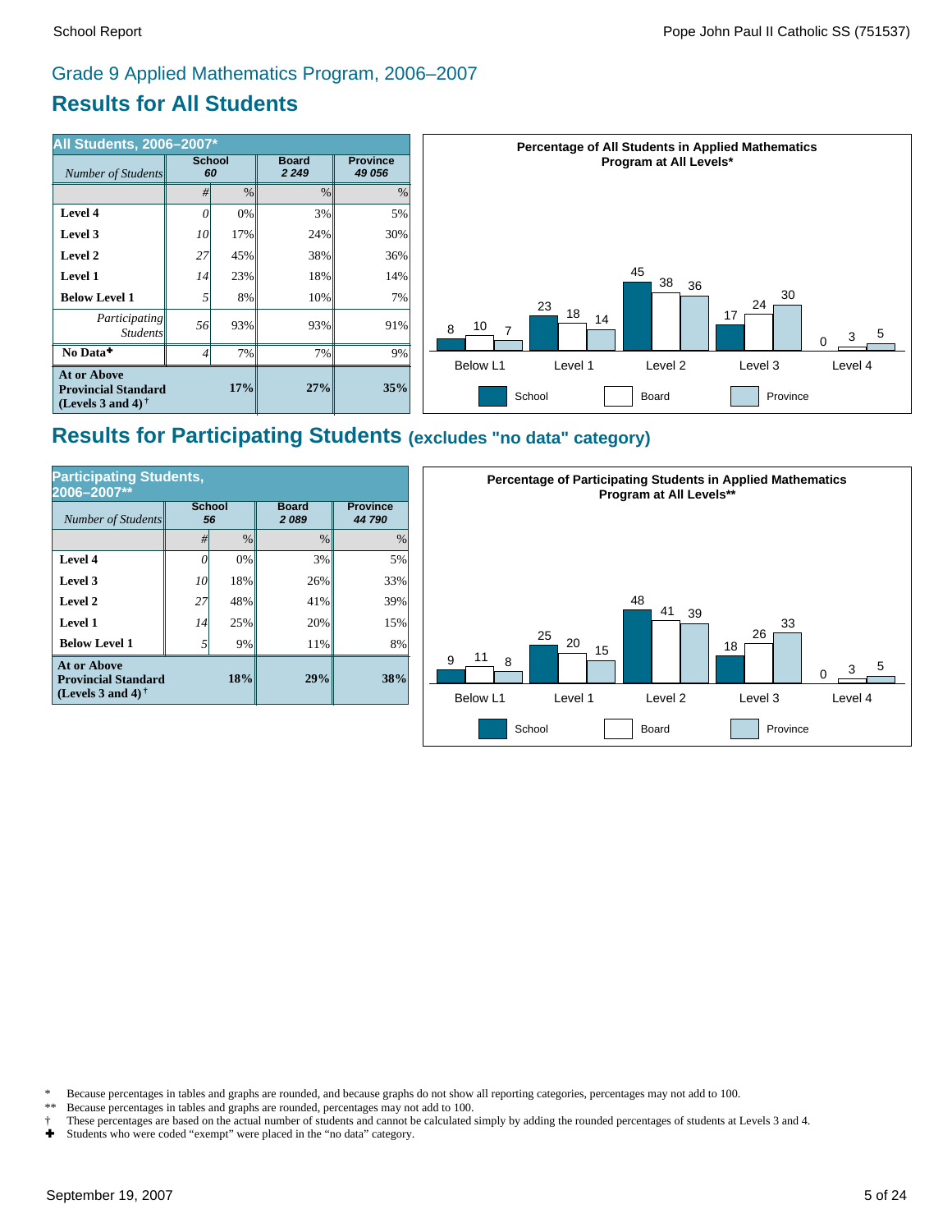## Grade 9 Applied Mathematics Program, 2006–2007

# Results for All Students

| All Students, 2006–2007* | School | | Board | Province |
|---|---|---|---|---|
| *Number of Students* | 60 | | 2 249 | 49 056 |
| | # | % | % | % |
| **Level 4** | 0 | 0% | 3% | 5% |
| **Level 3** | 10 | 17% | 24% | 30% |
| **Level 2** | 27 | 45% | 38% | 36% |
| **Level 1** | 14 | 23% | 18% | 14% |
| **Below Level 1** | 5 | 8% | 10% | 7% |
| *Participating Students* | 56 | 93% | 93% | 91% |
| **No Data✚** | 4 | 7% | 7% | 9% |
| **At or Above Provincial Standard (Levels 3 and 4)†** | | **17%** | **27%** | **35%** |

**Percentage of All Students in Applied Mathematics Program at All Levels***

| | Below L1 | Level 1 | Level 2 | Level 3 | Level 4 |
|---|---|---|---|---|---|
| School | 8 | 23 | 45 | 17 | 0 |
| Board | 10 | 18 | 38 | 24 | 3 |
| Province | 7 | 14 | 36 | 30 | 5 |

# Results for Participating Students (excludes "no data" category)

| Participating Students, 2006–2007** | School | | Board | Province |
|---|---|---|---|---|
| *Number of Students* | 56 | | 2 089 | 44 790 |
| | # | % | % | % |
| **Level 4** | 0 | 0% | 3% | 5% |
| **Level 3** | 10 | 18% | 26% | 33% |
| **Level 2** | 27 | 48% | 41% | 39% |
| **Level 1** | 14 | 25% | 20% | 15% |
| **Below Level 1** | 5 | 9% | 11% | 8% |
| **At or Above Provincial Standard (Levels 3 and 4)†** | | **18%** | **29%** | **38%** |

**Percentage of Participating Students in Applied Mathematics Program at All Levels****

| | Below L1 | Level 1 | Level 2 | Level 3 | Level 4 |
|---|---|---|---|---|---|
| School | 9 | 25 | 48 | 18 | 0 |
| Board | 11 | 20 | 41 | 26 | 3 |
| Province | 8 | 15 | 39 | 33 | 5 |

\* Because percentages in tables and graphs are rounded, and because graphs do not show all reporting categories, percentages may not add to 100.
\*\* Because percentages in tables and graphs are rounded, percentages may not add to 100.
† These percentages are based on the actual number of students and cannot be calculated simply by adding the rounded percentages of students at Levels 3 and 4.
✚ Students who were coded "exempt" were placed in the "no data" category.

September 19, 2007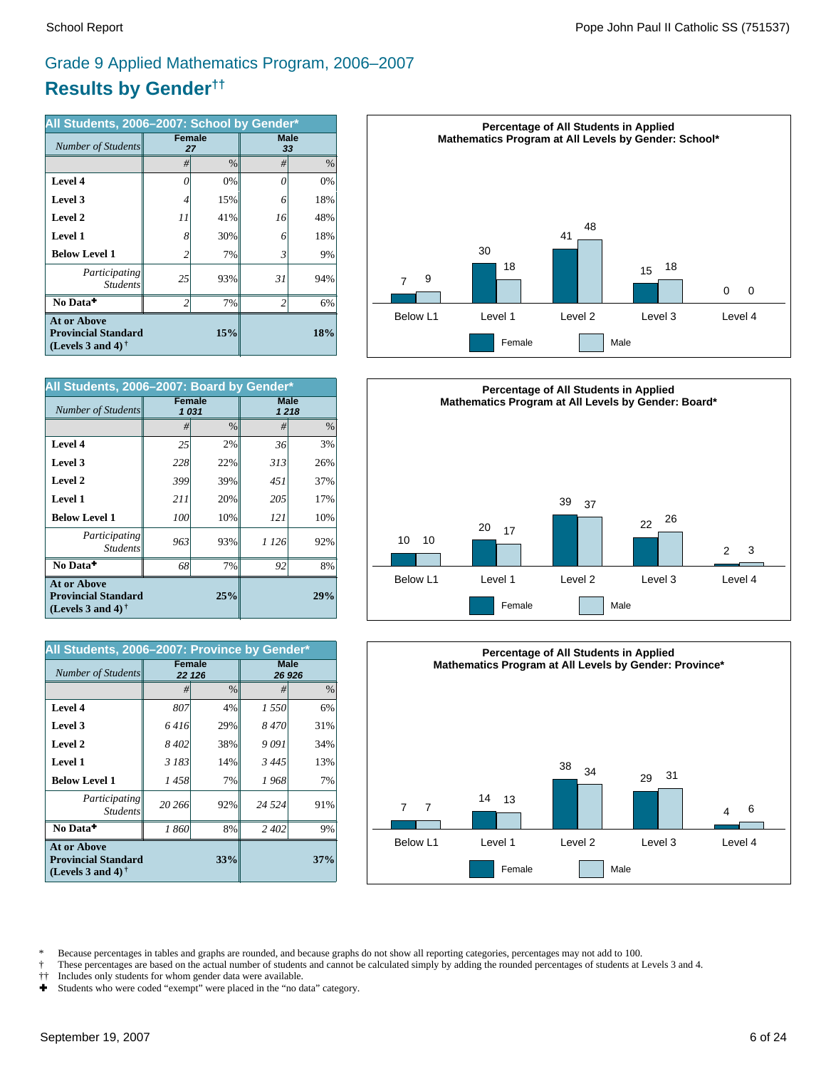# Grade 9 Applied Mathematics Program, 2006–2007

## Results by Gender††

| All Students, 2006–2007: School by Gender* | Female | | Male | |
|---|---|---|---|---|
| *Number of Students* | *27* | | *33* | |
| | # | % | # | % |
| **Level 4** | *0* | 0% | *0* | 0% |
| **Level 3** | *4* | 15% | *6* | 18% |
| **Level 2** | *11* | 41% | *16* | 48% |
| **Level 1** | *8* | 30% | *6* | 18% |
| **Below Level 1** | *2* | 7% | *3* | 9% |
| *Participating Students* | *25* | 93% | *31* | 94% |
| **No Data✚** | *2* | 7% | *2* | 6% |
| **At or Above Provincial Standard (Levels 3 and 4)†** | | **15%** | | **18%** |

**Percentage of All Students in Applied Mathematics Program at All Levels by Gender: School***

| | Below L1 | Level 1 | Level 2 | Level 3 | Level 4 |
|---|---|---|---|---|---|
| Female | 7 | 30 | 41 | 15 | 0 |
| Male | 9 | 18 | 48 | 18 | 0 |

| All Students, 2006–2007: Board by Gender* | Female | | Male | |
|---|---|---|---|---|
| *Number of Students* | *1 031* | | *1 218* | |
| | # | % | # | % |
| **Level 4** | *25* | 2% | *36* | 3% |
| **Level 3** | *228* | 22% | *313* | 26% |
| **Level 2** | *399* | 39% | *451* | 37% |
| **Level 1** | *211* | 20% | *205* | 17% |
| **Below Level 1** | *100* | 10% | *121* | 10% |
| *Participating Students* | *963* | 93% | *1 126* | 92% |
| **No Data✚** | *68* | 7% | *92* | 8% |
| **At or Above Provincial Standard (Levels 3 and 4)†** | | **25%** | | **29%** |

**Percentage of All Students in Applied Mathematics Program at All Levels by Gender: Board***

| | Below L1 | Level 1 | Level 2 | Level 3 | Level 4 |
|---|---|---|---|---|---|
| Female | 10 | 20 | 39 | 22 | 2 |
| Male | 10 | 17 | 37 | 26 | 3 |

| All Students, 2006–2007: Province by Gender* | Female | | Male | |
|---|---|---|---|---|
| *Number of Students* | *22 126* | | *26 926* | |
| | # | % | # | % |
| **Level 4** | *807* | 4% | *1 550* | 6% |
| **Level 3** | *6 416* | 29% | *8 470* | 31% |
| **Level 2** | *8 402* | 38% | *9 091* | 34% |
| **Level 1** | *3 183* | 14% | *3 445* | 13% |
| **Below Level 1** | *1 458* | 7% | *1 968* | 7% |
| *Participating Students* | *20 266* | 92% | *24 524* | 91% |
| **No Data✚** | *1 860* | 8% | *2 402* | 9% |
| **At or Above Provincial Standard (Levels 3 and 4)†** | | **33%** | | **37%** |

**Percentage of All Students in Applied Mathematics Program at All Levels by Gender: Province***

| | Below L1 | Level 1 | Level 2 | Level 3 | Level 4 |
|---|---|---|---|---|---|
| Female | 7 | 14 | 38 | 29 | 4 |
| Male | 7 | 13 | 34 | 31 | 6 |

\* Because percentages in tables and graphs are rounded, and because graphs do not show all reporting categories, percentages may not add to 100.
† These percentages are based on the actual number of students and cannot be calculated simply by adding the rounded percentages of students at Levels 3 and 4.
†† Includes only students for whom gender data were available.
✚ Students who were coded "exempt" were placed in the "no data" category.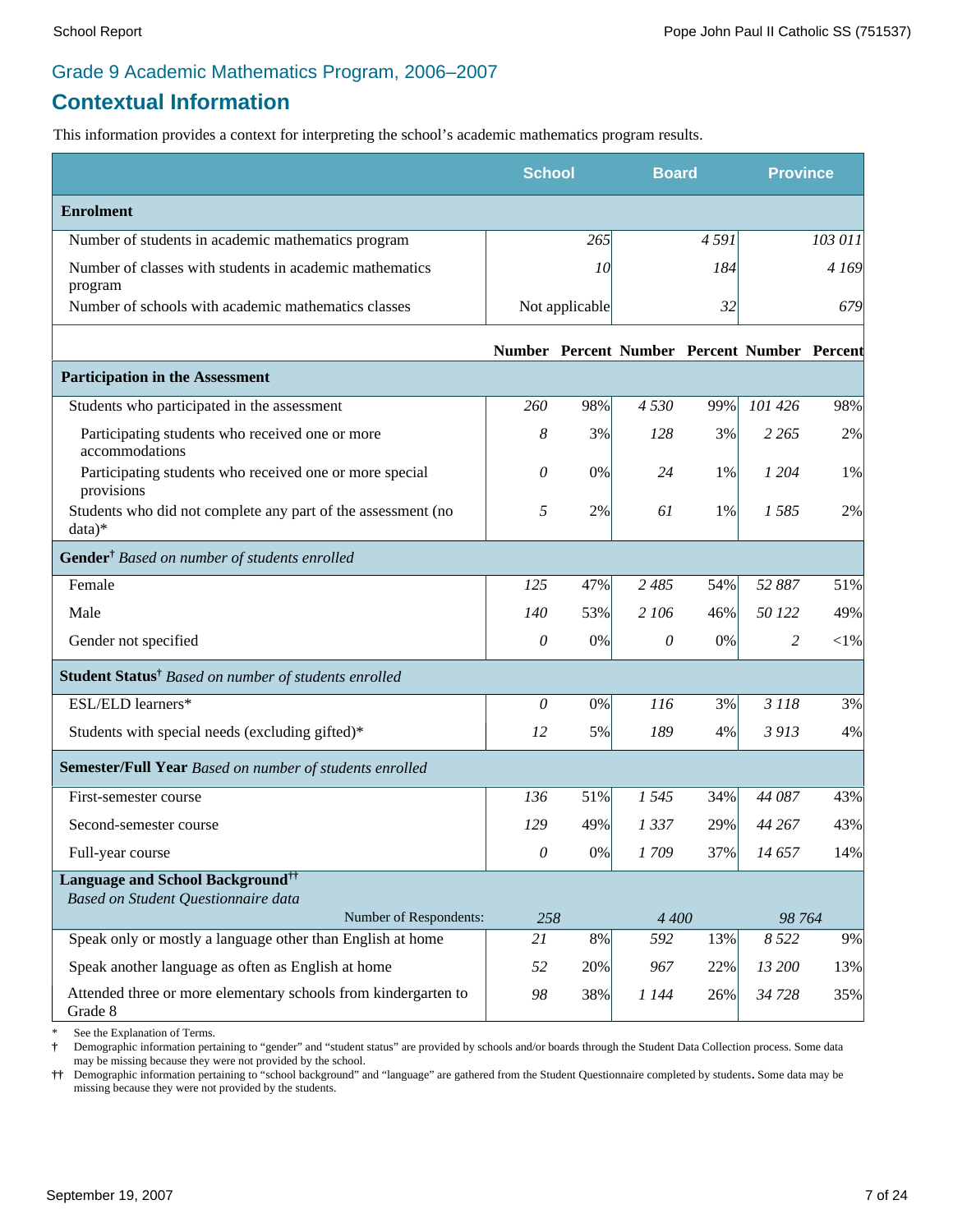## Grade 9 Academic Mathematics Program, 2006–2007

# Contextual Information

This information provides a context for interpreting the school's academic mathematics program results.

| | School | | Board | | Province | |
|---|---|---|---|---|---|---|
| **Enrolment** | | | | | | |
| Number of students in academic mathematics program | | 265 | | 4 591 | | 103 011 |
| Number of classes with students in academic mathematics program | | 10 | | 184 | | 4 169 |
| Number of schools with academic mathematics classes | | Not applicable | | 32 | | 679 |
| | **Number** | **Percent** | **Number** | **Percent** | **Number** | **Percent** |
| **Participation in the Assessment** | | | | | | |
| Students who participated in the assessment | 260 | 98% | 4 530 | 99% | 101 426 | 98% |
| Participating students who received one or more accommodations | 8 | 3% | 128 | 3% | 2 265 | 2% |
| Participating students who received one or more special provisions | 0 | 0% | 24 | 1% | 1 204 | 1% |
| Students who did not complete any part of the assessment (no data)* | 5 | 2% | 61 | 1% | 1 585 | 2% |
| **Gender**† *Based on number of students enrolled* | | | | | | |
| Female | 125 | 47% | 2 485 | 54% | 52 887 | 51% |
| Male | 140 | 53% | 2 106 | 46% | 50 122 | 49% |
| Gender not specified | 0 | 0% | 0 | 0% | 2 | <1% |
| **Student Status**† *Based on number of students enrolled* | | | | | | |
| ESL/ELD learners* | 0 | 0% | 116 | 3% | 3 118 | 3% |
| Students with special needs (excluding gifted)* | 12 | 5% | 189 | 4% | 3 913 | 4% |
| **Semester/Full Year** *Based on number of students enrolled* | | | | | | |
| First-semester course | 136 | 51% | 1 545 | 34% | 44 087 | 43% |
| Second-semester course | 129 | 49% | 1 337 | 29% | 44 267 | 43% |
| Full-year course | 0 | 0% | 1 709 | 37% | 14 657 | 14% |
| **Language and School Background**†† *Based on Student Questionnaire data* | | | | | | |
| Number of Respondents: | 258 | | 4 400 | | 98 764 | |
| Speak only or mostly a language other than English at home | 21 | 8% | 592 | 13% | 8 522 | 9% |
| Speak another language as often as English at home | 52 | 20% | 967 | 22% | 13 200 | 13% |
| Attended three or more elementary schools from kindergarten to Grade 8 | 98 | 38% | 1 144 | 26% | 34 728 | 35% |

\* See the Explanation of Terms.

† Demographic information pertaining to "gender" and "student status" are provided by schools and/or boards through the Student Data Collection process. Some data may be missing because they were not provided by the school.

†† Demographic information pertaining to "school background" and "language" are gathered from the Student Questionnaire completed by students. Some data may be missing because they were not provided by the students.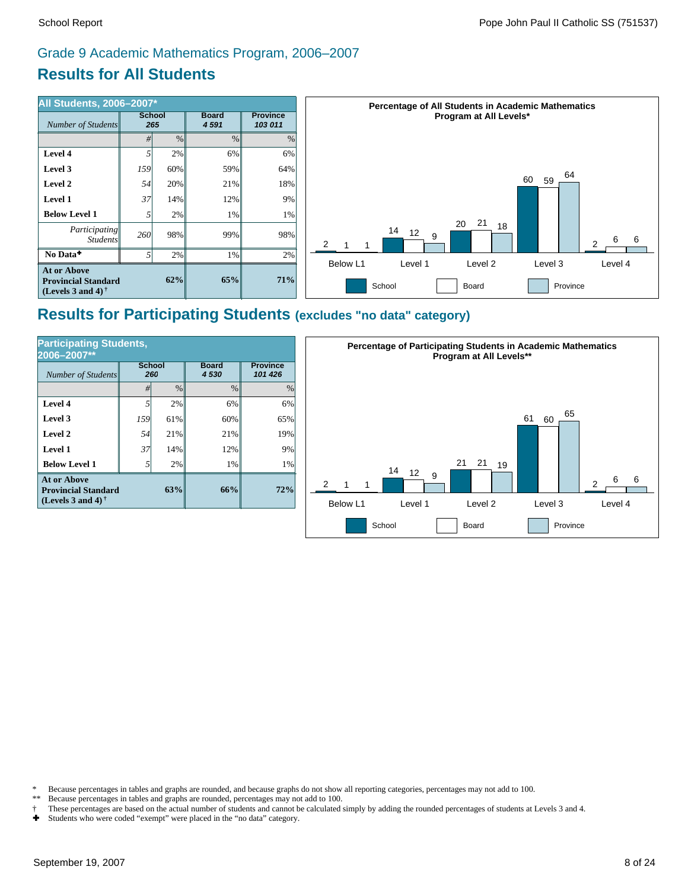## Grade 9 Academic Mathematics Program, 2006–2007

# Results for All Students

| All Students, 2006–2007* | School | | Board | Province |
|---|---|---|---|---|
| *Number of Students* | 265 | | 4 591 | 103 011 |
| | # | % | % | % |
| **Level 4** | 5 | 2% | 6% | 6% |
| **Level 3** | 159 | 60% | 59% | 64% |
| **Level 2** | 54 | 20% | 21% | 18% |
| **Level 1** | 37 | 14% | 12% | 9% |
| **Below Level 1** | 5 | 2% | 1% | 1% |
| *Participating Students* | 260 | 98% | 99% | 98% |
| **No Data✚** | 5 | 2% | 1% | 2% |
| **At or Above Provincial Standard (Levels 3 and 4)†** | | **62%** | **65%** | **71%** |

**Percentage of All Students in Academic Mathematics Program at All Levels***

| | Below L1 | Level 1 | Level 2 | Level 3 | Level 4 |
|---|---|---|---|---|---|
| School | 2 | 14 | 20 | 60 | 2 |
| Board | 1 | 12 | 21 | 59 | 6 |
| Province | 1 | 9 | 18 | 64 | 6 |

# Results for Participating Students (excludes "no data" category)

| Participating Students, 2006–2007** | School | | Board | Province |
|---|---|---|---|---|
| *Number of Students* | 260 | | 4 530 | 101 426 |
| | # | % | % | % |
| **Level 4** | 5 | 2% | 6% | 6% |
| **Level 3** | 159 | 61% | 60% | 65% |
| **Level 2** | 54 | 21% | 21% | 19% |
| **Level 1** | 37 | 14% | 12% | 9% |
| **Below Level 1** | 5 | 2% | 1% | 1% |
| **At or Above Provincial Standard (Levels 3 and 4)†** | | **63%** | **66%** | **72%** |

**Percentage of Participating Students in Academic Mathematics Program at All Levels****

| | Below L1 | Level 1 | Level 2 | Level 3 | Level 4 |
|---|---|---|---|---|---|
| School | 2 | 14 | 21 | 61 | 2 |
| Board | 1 | 12 | 21 | 60 | 6 |
| Province | 1 | 9 | 19 | 65 | 6 |

\* Because percentages in tables and graphs are rounded, and because graphs do not show all reporting categories, percentages may not add to 100.
** Because percentages in tables and graphs are rounded, percentages may not add to 100.
† These percentages are based on the actual number of students and cannot be calculated simply by adding the rounded percentages of students at Levels 3 and 4.
✚ Students who were coded “exempt” were placed in the “no data” category.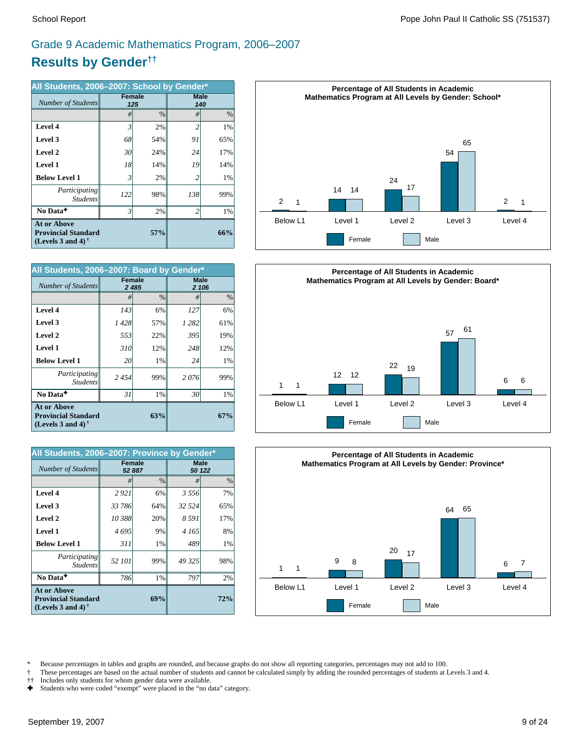# Grade 9 Academic Mathematics Program, 2006–2007

## Results by Gender††

| All Students, 2006–2007: School by Gender* | Female | | Male | |
|---|---|---|---|---|
| *Number of Students* | 125 | | 140 | |
| | # | % | # | % |
| **Level 4** | 3 | 2% | 2 | 1% |
| **Level 3** | 68 | 54% | 91 | 65% |
| **Level 2** | 30 | 24% | 24 | 17% |
| **Level 1** | 18 | 14% | 19 | 14% |
| **Below Level 1** | 3 | 2% | 2 | 1% |
| *Participating Students* | 122 | 98% | 138 | 99% |
| **No Data✚** | 3 | 2% | 2 | 1% |
| **At or Above Provincial Standard (Levels 3 and 4)†** | | **57%** | | **66%** |

**Percentage of All Students in Academic Mathematics Program at All Levels by Gender: School***

| | Below L1 | Level 1 | Level 2 | Level 3 | Level 4 |
|---|---|---|---|---|---|
| Female | 2 | 14 | 24 | 54 | 2 |
| Male | 1 | 14 | 17 | 65 | 1 |

| All Students, 2006–2007: Board by Gender* | Female | | Male | |
|---|---|---|---|---|
| *Number of Students* | 2 485 | | 2 106 | |
| | # | % | # | % |
| **Level 4** | 143 | 6% | 127 | 6% |
| **Level 3** | 1 428 | 57% | 1 282 | 61% |
| **Level 2** | 553 | 22% | 395 | 19% |
| **Level 1** | 310 | 12% | 248 | 12% |
| **Below Level 1** | 20 | 1% | 24 | 1% |
| *Participating Students* | 2 454 | 99% | 2 076 | 99% |
| **No Data✚** | 31 | 1% | 30 | 1% |
| **At or Above Provincial Standard (Levels 3 and 4)†** | | **63%** | | **67%** |

**Percentage of All Students in Academic Mathematics Program at All Levels by Gender: Board***

| | Below L1 | Level 1 | Level 2 | Level 3 | Level 4 |
|---|---|---|---|---|---|
| Female | 1 | 12 | 22 | 57 | 6 |
| Male | 1 | 12 | 19 | 61 | 6 |

| All Students, 2006–2007: Province by Gender* | Female | | Male | |
|---|---|---|---|---|
| *Number of Students* | 52 887 | | 50 122 | |
| | # | % | # | % |
| **Level 4** | 2 921 | 6% | 3 556 | 7% |
| **Level 3** | 33 786 | 64% | 32 524 | 65% |
| **Level 2** | 10 388 | 20% | 8 591 | 17% |
| **Level 1** | 4 695 | 9% | 4 165 | 8% |
| **Below Level 1** | 311 | 1% | 489 | 1% |
| *Participating Students* | 52 101 | 99% | 49 325 | 98% |
| **No Data✚** | 786 | 1% | 797 | 2% |
| **At or Above Provincial Standard (Levels 3 and 4)†** | | **69%** | | **72%** |

**Percentage of All Students in Academic Mathematics Program at All Levels by Gender: Province***

| | Below L1 | Level 1 | Level 2 | Level 3 | Level 4 |
|---|---|---|---|---|---|
| Female | 1 | 9 | 20 | 64 | 6 |
| Male | 1 | 8 | 17 | 65 | 7 |

\* Because percentages in tables and graphs are rounded, and because graphs do not show all reporting categories, percentages may not add to 100.
† These percentages are based on the actual number of students and cannot be calculated simply by adding the rounded percentages of students at Levels 3 and 4.
†† Includes only students for whom gender data were available.
✚ Students who were coded "exempt" were placed in the "no data" category.

September 19, 2007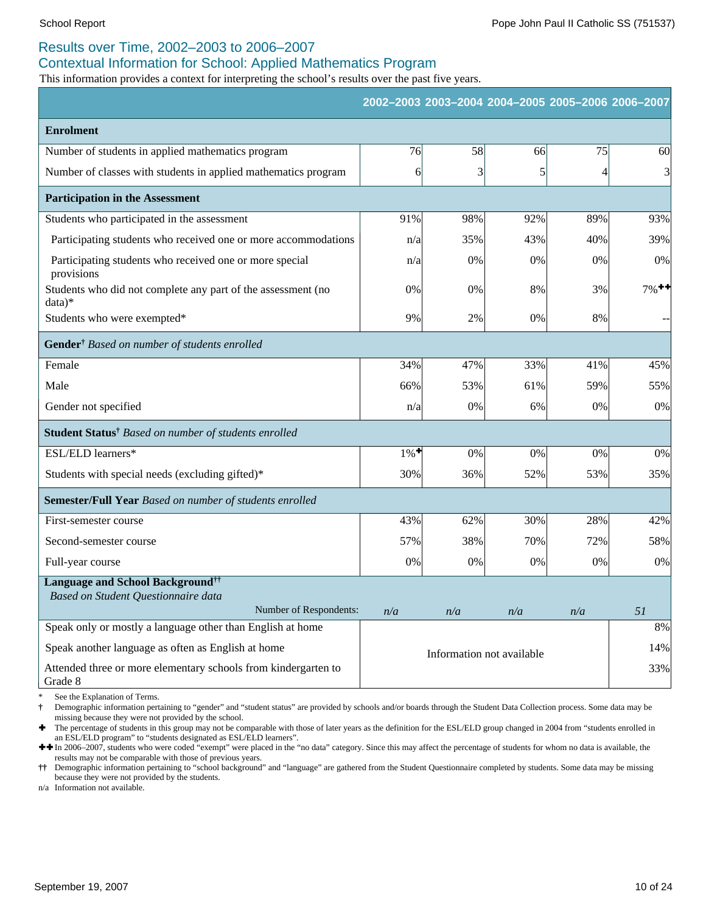## Results over Time, 2002–2003 to 2006–2007

## Contextual Information for School: Applied Mathematics Program

This information provides a context for interpreting the school's results over the past five years.

| | 2002–2003 | 2003–2004 | 2004–2005 | 2005–2006 | 2006–2007 |
|---|---|---|---|---|---|
| **Enrolment** | | | | | |
| Number of students in applied mathematics program | 76 | 58 | 66 | 75 | 60 |
| Number of classes with students in applied mathematics program | 6 | 3 | 5 | 4 | 3 |
| **Participation in the Assessment** | | | | | |
| Students who participated in the assessment | 91% | 98% | 92% | 89% | 93% |
| Participating students who received one or more accommodations | n/a | 35% | 43% | 40% | 39% |
| Participating students who received one or more special provisions | n/a | 0% | 0% | 0% | 0% |
| Students who did not complete any part of the assessment (no data)* | 0% | 0% | 8% | 3% | 7%✚✚ |
| Students who were exempted* | 9% | 2% | 0% | 8% | -- |
| **Gender†** *Based on number of students enrolled* | | | | | |
| Female | 34% | 47% | 33% | 41% | 45% |
| Male | 66% | 53% | 61% | 59% | 55% |
| Gender not specified | n/a | 0% | 6% | 0% | 0% |
| **Student Status†** *Based on number of students enrolled* | | | | | |
| ESL/ELD learners* | 1%✚ | 0% | 0% | 0% | 0% |
| Students with special needs (excluding gifted)* | 30% | 36% | 52% | 53% | 35% |
| **Semester/Full Year** *Based on number of students enrolled* | | | | | |
| First-semester course | 43% | 62% | 30% | 28% | 42% |
| Second-semester course | 57% | 38% | 70% | 72% | 58% |
| Full-year course | 0% | 0% | 0% | 0% | 0% |
| **Language and School Background††** *Based on Student Questionnaire data* — Number of Respondents: | *n/a* | *n/a* | *n/a* | *n/a* | *51* |
| Speak only or mostly a language other than English at home | Information not available | | | | 8% |
| Speak another language as often as English at home | Information not available | | | | 14% |
| Attended three or more elementary schools from kindergarten to Grade 8 | Information not available | | | | 33% |

\* See the Explanation of Terms.

† Demographic information pertaining to "gender" and "student status" are provided by schools and/or boards through the Student Data Collection process. Some data may be missing because they were not provided by the school.

✚ The percentage of students in this group may not be comparable with those of later years as the definition for the ESL/ELD group changed in 2004 from "students enrolled in an ESL/ELD program" to "students designated as ESL/ELD learners".

✚✚ In 2006–2007, students who were coded "exempt" were placed in the "no data" category. Since this may affect the percentage of students for whom no data is available, the results may not be comparable with those of previous years.

†† Demographic information pertaining to "school background" and "language" are gathered from the Student Questionnaire completed by students. Some data may be missing because they were not provided by the students.

n/a Information not available.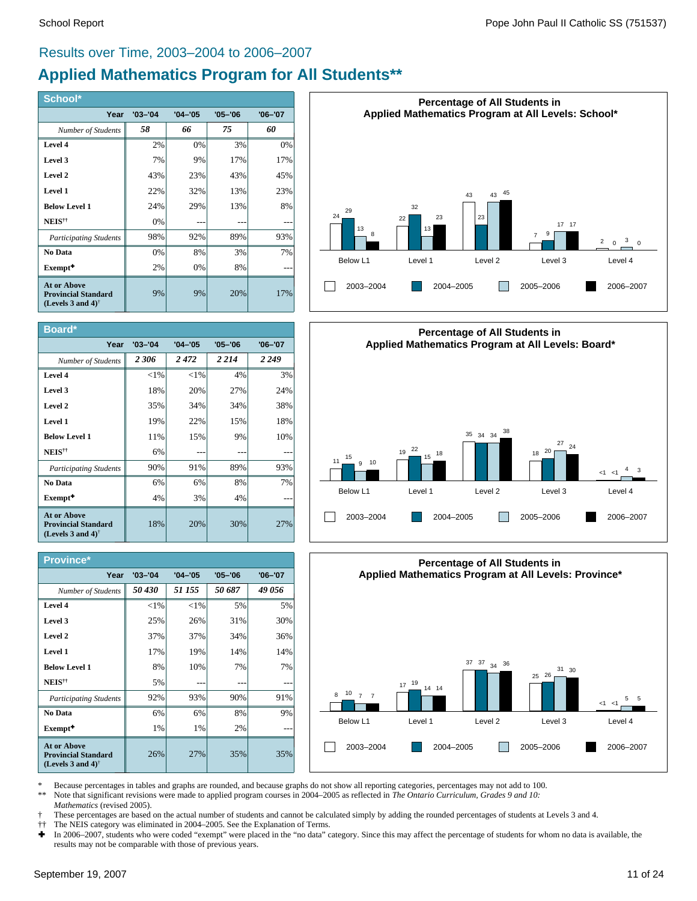## Results over Time, 2003–2004 to 2006–2007

# Applied Mathematics Program for All Students**

### School*

| Year | '03–'04 | '04–'05 | '05–'06 | '06–'07 |
|---|---|---|---|---|
| *Number of Students* | *58* | *66* | *75* | *60* |
| **Level 4** | 2% | 0% | 3% | 0% |
| **Level 3** | 7% | 9% | 17% | 17% |
| **Level 2** | 43% | 23% | 43% | 45% |
| **Level 1** | 22% | 32% | 13% | 23% |
| **Below Level 1** | 24% | 29% | 13% | 8% |
| **NEIS**†† | 0% | --- | --- | --- |
| *Participating Students* | 98% | 92% | 89% | 93% |
| **No Data** | 0% | 8% | 3% | 7% |
| **Exempt**✚ | 2% | 0% | 8% | --- |
| **At or Above Provincial Standard (Levels 3 and 4)**† | 9% | 9% | 20% | 17% |

**Percentage of All Students in Applied Mathematics Program at All Levels: School***

| | Below L1 | Level 1 | Level 2 | Level 3 | Level 4 |
|---|---|---|---|---|---|
| 2003–2004 | 24 | 22 | 43 | 7 | 2 |
| 2004–2005 | 29 | 32 | 23 | 9 | 0 |
| 2005–2006 | 13 | 13 | 43 | 17 | 3 |
| 2006–2007 | 8 | 23 | 45 | 17 | 0 |

### Board*

| Year | '03–'04 | '04–'05 | '05–'06 | '06–'07 |
|---|---|---|---|---|
| *Number of Students* | *2 306* | *2 472* | *2 214* | *2 249* |
| **Level 4** | <1% | <1% | 4% | 3% |
| **Level 3** | 18% | 20% | 27% | 24% |
| **Level 2** | 35% | 34% | 34% | 38% |
| **Level 1** | 19% | 22% | 15% | 18% |
| **Below Level 1** | 11% | 15% | 9% | 10% |
| **NEIS**†† | 6% | --- | --- | --- |
| *Participating Students* | 90% | 91% | 89% | 93% |
| **No Data** | 6% | 6% | 8% | 7% |
| **Exempt**✚ | 4% | 3% | 4% | --- |
| **At or Above Provincial Standard (Levels 3 and 4)**† | 18% | 20% | 30% | 27% |

**Percentage of All Students in Applied Mathematics Program at All Levels: Board***

| | Below L1 | Level 1 | Level 2 | Level 3 | Level 4 |
|---|---|---|---|---|---|
| 2003–2004 | 11 | 19 | 35 | 18 | <1 |
| 2004–2005 | 15 | 22 | 34 | 20 | <1 |
| 2005–2006 | 9 | 15 | 34 | 27 | 4 |
| 2006–2007 | 10 | 18 | 38 | 24 | 3 |

### Province*

| Year | '03–'04 | '04–'05 | '05–'06 | '06–'07 |
|---|---|---|---|---|
| *Number of Students* | *50 430* | *51 155* | *50 687* | *49 056* |
| **Level 4** | <1% | <1% | 5% | 5% |
| **Level 3** | 25% | 26% | 31% | 30% |
| **Level 2** | 37% | 37% | 34% | 36% |
| **Level 1** | 17% | 19% | 14% | 14% |
| **Below Level 1** | 8% | 10% | 7% | 7% |
| **NEIS**†† | 5% | --- | --- | --- |
| *Participating Students* | 92% | 93% | 90% | 91% |
| **No Data** | 6% | 6% | 8% | 9% |
| **Exempt**✚ | 1% | 1% | 2% | --- |
| **At or Above Provincial Standard (Levels 3 and 4)**† | 26% | 27% | 35% | 35% |

**Percentage of All Students in Applied Mathematics Program at All Levels: Province***

| | Below L1 | Level 1 | Level 2 | Level 3 | Level 4 |
|---|---|---|---|---|---|
| 2003–2004 | 8 | 17 | 37 | 25 | <1 |
| 2004–2005 | 10 | 19 | 37 | 26 | <1 |
| 2005–2006 | 7 | 14 | 34 | 31 | 5 |
| 2006–2007 | 7 | 14 | 36 | 30 | 5 |

\* Because percentages in tables and graphs are rounded, and because graphs do not show all reporting categories, percentages may not add to 100.

** Note that significant revisions were made to applied program courses in 2004–2005 as reflected in *The Ontario Curriculum, Grades 9 and 10: Mathematics* (revised 2005).

† These percentages are based on the actual number of students and cannot be calculated simply by adding the rounded percentages of students at Levels 3 and 4.

†† The NEIS category was eliminated in 2004–2005. See the Explanation of Terms.

✚ In 2006–2007, students who were coded "exempt" were placed in the "no data" category. Since this may affect the percentage of students for whom no data is available, the results may not be comparable with those of previous years.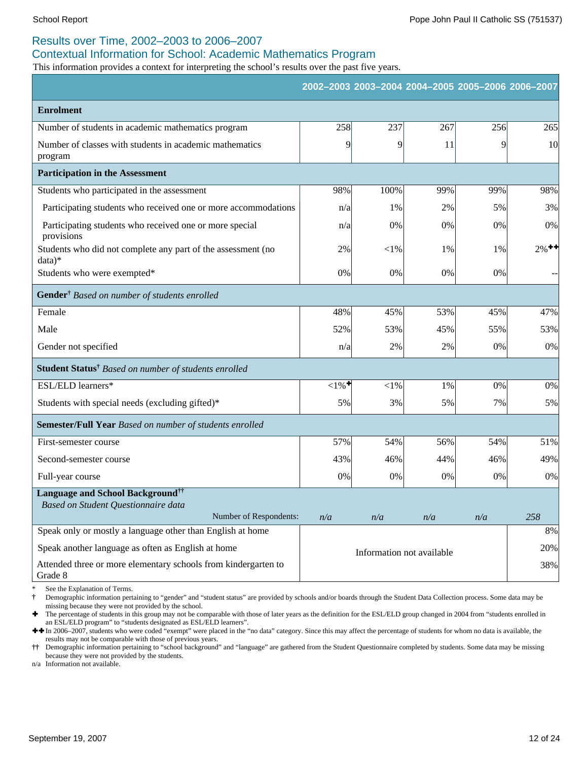## Results over Time, 2002–2003 to 2006–2007

### Contextual Information for School: Academic Mathematics Program

This information provides a context for interpreting the school's results over the past five years.

| | 2002–2003 | 2003–2004 | 2004–2005 | 2005–2006 | 2006–2007 |
|---|---|---|---|---|---|
| **Enrolment** | | | | | |
| Number of students in academic mathematics program | 258 | 237 | 267 | 256 | 265 |
| Number of classes with students in academic mathematics program | 9 | 9 | 11 | 9 | 10 |
| **Participation in the Assessment** | | | | | |
| Students who participated in the assessment | 98% | 100% | 99% | 99% | 98% |
| Participating students who received one or more accommodations | n/a | 1% | 2% | 5% | 3% |
| Participating students who received one or more special provisions | n/a | 0% | 0% | 0% | 0% |
| Students who did not complete any part of the assessment (no data)* | 2% | <1% | 1% | 1% | 2%✚✚ |
| Students who were exempted* | 0% | 0% | 0% | 0% | -- |
| **Gender**† *Based on number of students enrolled* | | | | | |
| Female | 48% | 45% | 53% | 45% | 47% |
| Male | 52% | 53% | 45% | 55% | 53% |
| Gender not specified | n/a | 2% | 2% | 0% | 0% |
| **Student Status**† *Based on number of students enrolled* | | | | | |
| ESL/ELD learners* | <1%✚ | <1% | 1% | 0% | 0% |
| Students with special needs (excluding gifted)* | 5% | 3% | 5% | 7% | 5% |
| **Semester/Full Year** *Based on number of students enrolled* | | | | | |
| First-semester course | 57% | 54% | 56% | 54% | 51% |
| Second-semester course | 43% | 46% | 44% | 46% | 49% |
| Full-year course | 0% | 0% | 0% | 0% | 0% |
| **Language and School Background**†† *Based on Student Questionnaire data* — Number of Respondents: | *n/a* | *n/a* | *n/a* | *n/a* | *258* |
| Speak only or mostly a language other than English at home | Information not available | | | | 8% |
| Speak another language as often as English at home | Information not available | | | | 20% |
| Attended three or more elementary schools from kindergarten to Grade 8 | Information not available | | | | 38% |

\* See the Explanation of Terms.

† Demographic information pertaining to "gender" and "student status" are provided by schools and/or boards through the Student Data Collection process. Some data may be missing because they were not provided by the school.

✚ The percentage of students in this group may not be comparable with those of later years as the definition for the ESL/ELD group changed in 2004 from "students enrolled in an ESL/ELD program" to "students designated as ESL/ELD learners".

✚✚ In 2006–2007, students who were coded "exempt" were placed in the "no data" category. Since this may affect the percentage of students for whom no data is available, the results may not be comparable with those of previous years.

†† Demographic information pertaining to "school background" and "language" are gathered from the Student Questionnaire completed by students. Some data may be missing because they were not provided by the students.

n/a Information not available.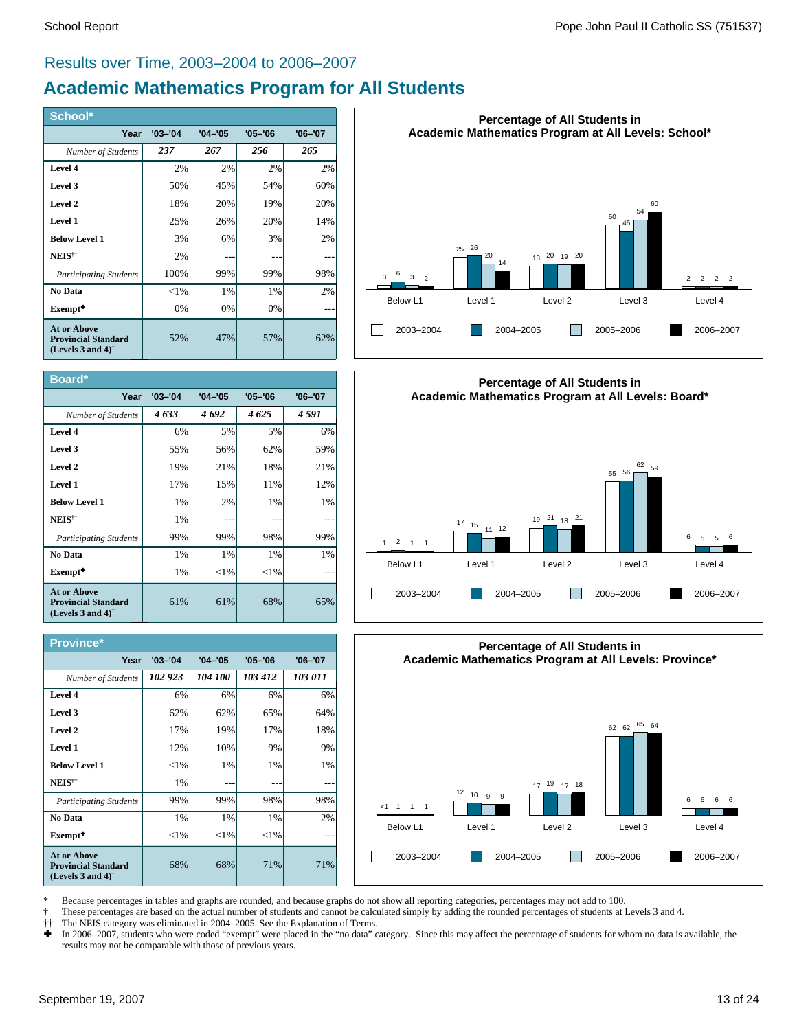## Results over Time, 2003–2004 to 2006–2007

# Academic Mathematics Program for All Students

### School*

| Year | '03–'04 | '04–'05 | '05–'06 | '06–'07 |
|---|---|---|---|---|
| *Number of Students* | *237* | *267* | *256* | *265* |
| **Level 4** | 2% | 2% | 2% | 2% |
| **Level 3** | 50% | 45% | 54% | 60% |
| **Level 2** | 18% | 20% | 19% | 20% |
| **Level 1** | 25% | 26% | 20% | 14% |
| **Below Level 1** | 3% | 6% | 3% | 2% |
| **NEIS††** | 2% | --- | --- | --- |
| *Participating Students* | 100% | 99% | 99% | 98% |
| **No Data** | <1% | 1% | 1% | 2% |
| **Exempt✚** | 0% | 0% | 0% | --- |
| **At or Above Provincial Standard (Levels 3 and 4)†** | 52% | 47% | 57% | 62% |

**Percentage of All Students in Academic Mathematics Program at All Levels: School***

| | Below L1 | Level 1 | Level 2 | Level 3 | Level 4 |
|---|---|---|---|---|---|
| 2003–2004 | 3 | 25 | 18 | 50 | 2 |
| 2004–2005 | 6 | 26 | 20 | 45 | 2 |
| 2005–2006 | 3 | 20 | 19 | 54 | 2 |
| 2006–2007 | 2 | 14 | 20 | 60 | 2 |

### Board*

| Year | '03–'04 | '04–'05 | '05–'06 | '06–'07 |
|---|---|---|---|---|
| *Number of Students* | *4 633* | *4 692* | *4 625* | *4 591* |
| **Level 4** | 6% | 5% | 5% | 6% |
| **Level 3** | 55% | 56% | 62% | 59% |
| **Level 2** | 19% | 21% | 18% | 21% |
| **Level 1** | 17% | 15% | 11% | 12% |
| **Below Level 1** | 1% | 2% | 1% | 1% |
| **NEIS††** | 1% | --- | --- | --- |
| *Participating Students* | 99% | 99% | 98% | 99% |
| **No Data** | 1% | 1% | 1% | 1% |
| **Exempt✚** | 1% | <1% | <1% | --- |
| **At or Above Provincial Standard (Levels 3 and 4)†** | 61% | 61% | 68% | 65% |

**Percentage of All Students in Academic Mathematics Program at All Levels: Board***

| | Below L1 | Level 1 | Level 2 | Level 3 | Level 4 |
|---|---|---|---|---|---|
| 2003–2004 | 1 | 17 | 19 | 55 | 6 |
| 2004–2005 | 2 | 15 | 21 | 56 | 5 |
| 2005–2006 | 1 | 11 | 18 | 62 | 5 |
| 2006–2007 | 1 | 12 | 21 | 59 | 6 |

### Province*

| Year | '03–'04 | '04–'05 | '05–'06 | '06–'07 |
|---|---|---|---|---|
| *Number of Students* | *102 923* | *104 100* | *103 412* | *103 011* |
| **Level 4** | 6% | 6% | 6% | 6% |
| **Level 3** | 62% | 62% | 65% | 64% |
| **Level 2** | 17% | 19% | 17% | 18% |
| **Level 1** | 12% | 10% | 9% | 9% |
| **Below Level 1** | <1% | 1% | 1% | 1% |
| **NEIS††** | 1% | --- | --- | --- |
| *Participating Students* | 99% | 99% | 98% | 98% |
| **No Data** | 1% | 1% | 1% | 2% |
| **Exempt✚** | <1% | <1% | <1% | --- |
| **At or Above Provincial Standard (Levels 3 and 4)†** | 68% | 68% | 71% | 71% |

**Percentage of All Students in Academic Mathematics Program at All Levels: Province***

| | Below L1 | Level 1 | Level 2 | Level 3 | Level 4 |
|---|---|---|---|---|---|
| 2003–2004 | <1 | 12 | 17 | 62 | 6 |
| 2004–2005 | 1 | 10 | 19 | 62 | 6 |
| 2005–2006 | 1 | 9 | 17 | 65 | 6 |
| 2006–2007 | 1 | 9 | 18 | 64 | 6 |

\* Because percentages in tables and graphs are rounded, and because graphs do not show all reporting categories, percentages may not add to 100.

† These percentages are based on the actual number of students and cannot be calculated simply by adding the rounded percentages of students at Levels 3 and 4.

†† The NEIS category was eliminated in 2004–2005. See the Explanation of Terms.

✚ In 2006–2007, students who were coded "exempt" were placed in the "no data" category. Since this may affect the percentage of students for whom no data is available, the results may not be comparable with those of previous years.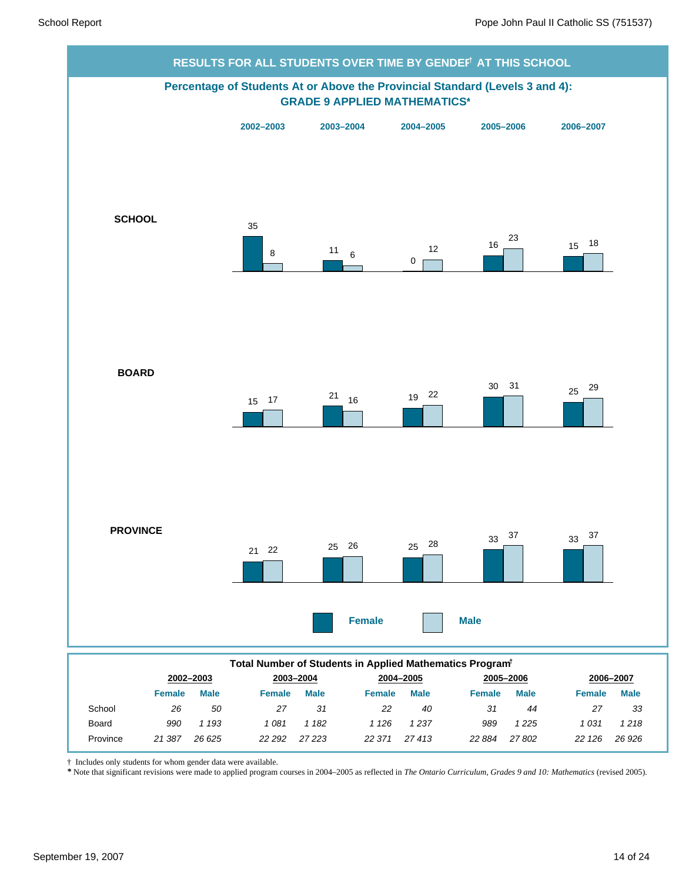## RESULTS FOR ALL STUDENTS OVER TIME BY GENDER† AT THIS SCHOOL

### Percentage of Students At or Above the Provincial Standard (Levels 3 and 4): GRADE 9 APPLIED MATHEMATICS*

| | 2002–2003 | | 2003–2004 | | 2004–2005 | | 2005–2006 | | 2006–2007 | |
|---|---|---|---|---|---|---|---|---|---|---|
| | Female | Male | Female | Male | Female | Male | Female | Male | Female | Male |
| SCHOOL | 35 | 8 | 11 | 6 | 0 | 12 | 16 | 23 | 15 | 18 |
| BOARD | 15 | 17 | 21 | 16 | 19 | 22 | 30 | 31 | 25 | 29 |
| PROVINCE | 21 | 22 | 25 | 26 | 25 | 28 | 33 | 37 | 33 | 37 |

### Total Number of Students in Applied Mathematics Program†

| | 2002–2003 | | 2003–2004 | | 2004–2005 | | 2005–2006 | | 2006–2007 | |
|---|---|---|---|---|---|---|---|---|---|---|
| | Female | Male | Female | Male | Female | Male | Female | Male | Female | Male |
| School | *26* | *50* | *27* | *31* | *22* | *40* | *31* | *44* | *27* | *33* |
| Board | *990* | *1 193* | *1 081* | *1 182* | *1 126* | *1 237* | *989* | *1 225* | *1 031* | *1 218* |
| Province | *21 387* | *26 625* | *22 292* | *27 223* | *22 371* | *27 413* | *22 884* | *27 802* | *22 126* | *26 926* |

† Includes only students for whom gender data were available.

* Note that significant revisions were made to applied program courses in 2004–2005 as reflected in *The Ontario Curriculum, Grades 9 and 10: Mathematics* (revised 2005).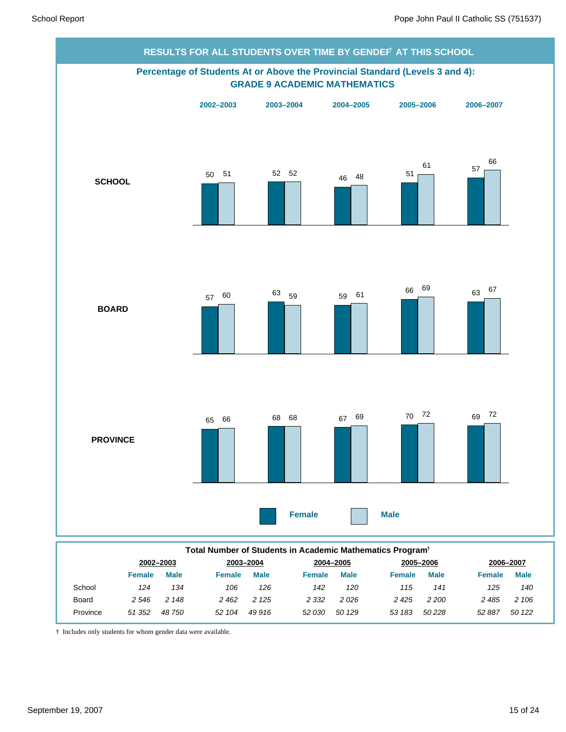## RESULTS FOR ALL STUDENTS OVER TIME BY GENDER† AT THIS SCHOOL

### Percentage of Students At or Above the Provincial Standard (Levels 3 and 4): GRADE 9 ACADEMIC MATHEMATICS

| | 2002–2003 | | 2003–2004 | | 2004–2005 | | 2005–2006 | | 2006–2007 | |
|---|---|---|---|---|---|---|---|---|---|---|
| | Female | Male | Female | Male | Female | Male | Female | Male | Female | Male |
| **SCHOOL** | 50 | 51 | 52 | 52 | 46 | 48 | 51 | 61 | 57 | 66 |
| **BOARD** | 57 | 60 | 63 | 59 | 59 | 61 | 66 | 69 | 63 | 67 |
| **PROVINCE** | 65 | 66 | 68 | 68 | 67 | 69 | 70 | 72 | 69 | 72 |

### Total Number of Students in Academic Mathematics Program†

| | 2002–2003 | | 2003–2004 | | 2004–2005 | | 2005–2006 | | 2006–2007 | |
|---|---|---|---|---|---|---|---|---|---|---|
| | Female | Male | Female | Male | Female | Male | Female | Male | Female | Male |
| School | *124* | *134* | *106* | *126* | *142* | *120* | *115* | *141* | *125* | *140* |
| Board | *2 546* | *2 148* | *2 462* | *2 125* | *2 332* | *2 026* | *2 425* | *2 200* | *2 485* | *2 106* |
| Province | *51 352* | *48 750* | *52 104* | *49 916* | *52 030* | *50 129* | *53 183* | *50 228* | *52 887* | *50 122* |

† Includes only students for whom gender data were available.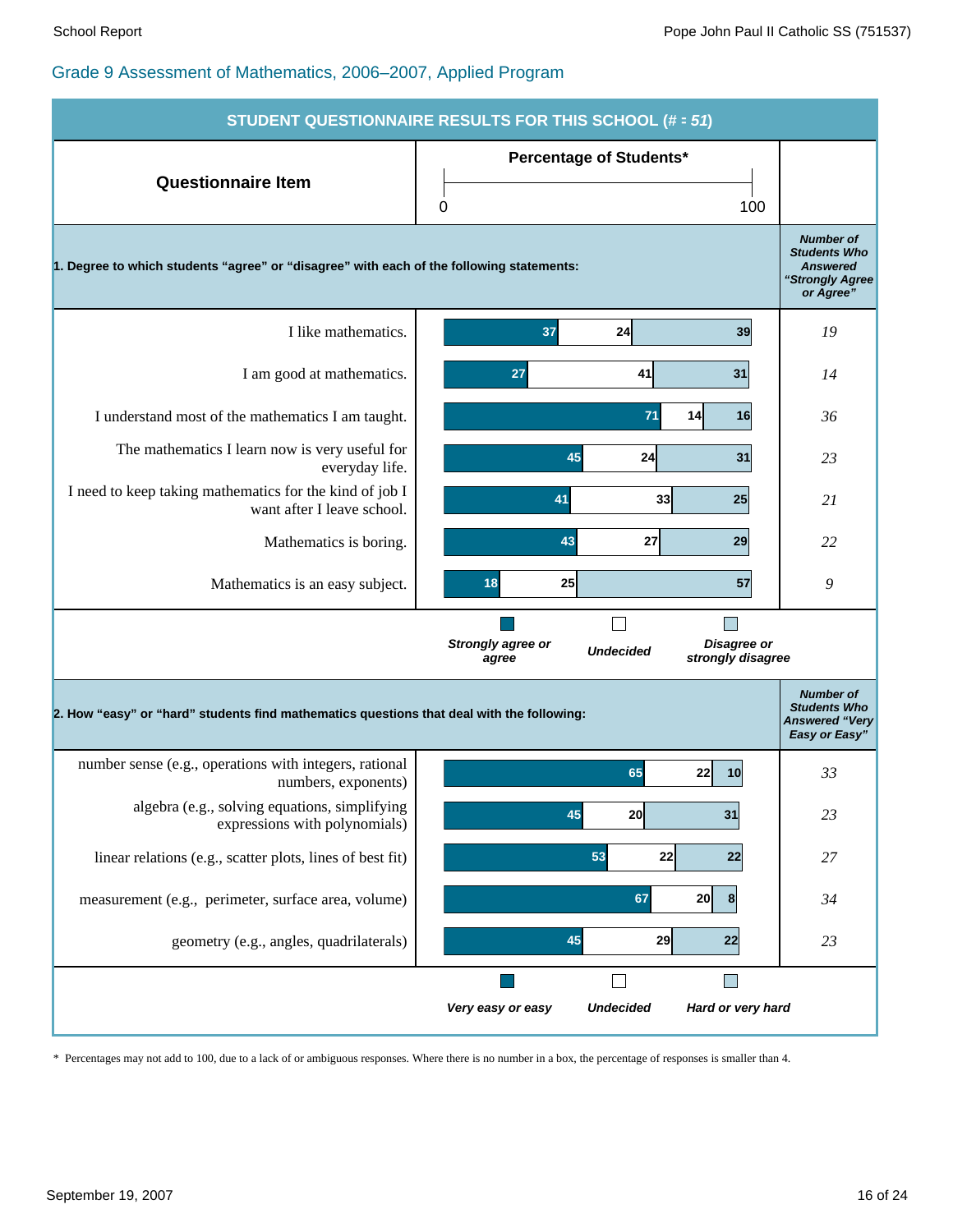School Report — Pope John Paul II Catholic SS (751537)

## Grade 9 Assessment of Mathematics, 2006–2007, Applied Program

### STUDENT QUESTIONNAIRE RESULTS FOR THIS SCHOOL (# = *51*)

**1. Degree to which students "agree" or "disagree" with each of the following statements:**

| Questionnaire Item | Strongly agree or agree (%) | Undecided (%) | Disagree or strongly disagree (%) | Number of Students Who Answered "Strongly Agree or Agree" |
|---|---|---|---|---|
| I like mathematics. | 37 | 24 | 39 | *19* |
| I am good at mathematics. | 27 | 41 | 31 | *14* |
| I understand most of the mathematics I am taught. | 71 | 14 | 16 | *36* |
| The mathematics I learn now is very useful for everyday life. | 45 | 24 | 31 | *23* |
| I need to keep taking mathematics for the kind of job I want after I leave school. | 41 | 33 | 25 | *21* |
| Mathematics is boring. | 43 | 27 | 29 | *22* |
| Mathematics is an easy subject. | 18 | 25 | 57 | *9* |

**2. How "easy" or "hard" students find mathematics questions that deal with the following:**

| Questionnaire Item | Very easy or easy (%) | Undecided (%) | Hard or very hard (%) | Number of Students Who Answered "Very Easy or Easy" |
|---|---|---|---|---|
| number sense (e.g., operations with integers, rational numbers, exponents) | 65 | 22 | 10 | *33* |
| algebra (e.g., solving equations, simplifying expressions with polynomials) | 45 | 20 | 31 | *23* |
| linear relations (e.g., scatter plots, lines of best fit) | 53 | 22 | 22 | *27* |
| measurement (e.g., perimeter, surface area, volume) | 67 | 20 | 8 | *34* |
| geometry (e.g., angles, quadrilaterals) | 45 | 29 | 22 | *23* |

\* Percentages may not add to 100, due to a lack of or ambiguous responses. Where there is no number in a box, the percentage of responses is smaller than 4.

September 19, 2007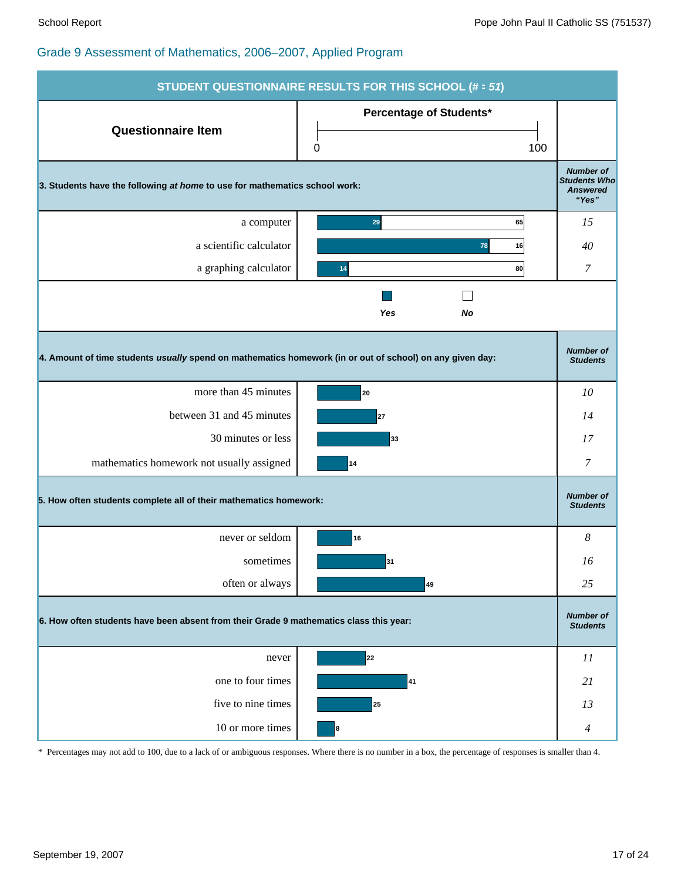## Grade 9 Assessment of Mathematics, 2006–2007, Applied Program

### STUDENT QUESTIONNAIRE RESULTS FOR THIS SCHOOL (# = *51*)

**3. Students have the following *at home* to use for mathematics school work:**

| Questionnaire Item | Yes (%) | No (%) | Number of Students Who Answered "Yes" |
|---|---|---|---|
| a computer | 29 | 65 | *15* |
| a scientific calculator | 78 | 16 | *40* |
| a graphing calculator | 14 | 80 | *7* |

**4. Amount of time students *usually* spend on mathematics homework (in or out of school) on any given day:**

| Questionnaire Item | Percentage of Students* | Number of Students |
|---|---|---|
| more than 45 minutes | 20 | *10* |
| between 31 and 45 minutes | 27 | *14* |
| 30 minutes or less | 33 | *17* |
| mathematics homework not usually assigned | 14 | *7* |

**5. How often students complete all of their mathematics homework:**

| Questionnaire Item | Percentage of Students* | Number of Students |
|---|---|---|
| never or seldom | 16 | *8* |
| sometimes | 31 | *16* |
| often or always | 49 | *25* |

**6. How often students have been absent from their Grade 9 mathematics class this year:**

| Questionnaire Item | Percentage of Students* | Number of Students |
|---|---|---|
| never | 22 | *11* |
| one to four times | 41 | *21* |
| five to nine times | 25 | *13* |
| 10 or more times | 8 | *4* |

\* Percentages may not add to 100, due to a lack of or ambiguous responses. Where there is no number in a box, the percentage of responses is smaller than 4.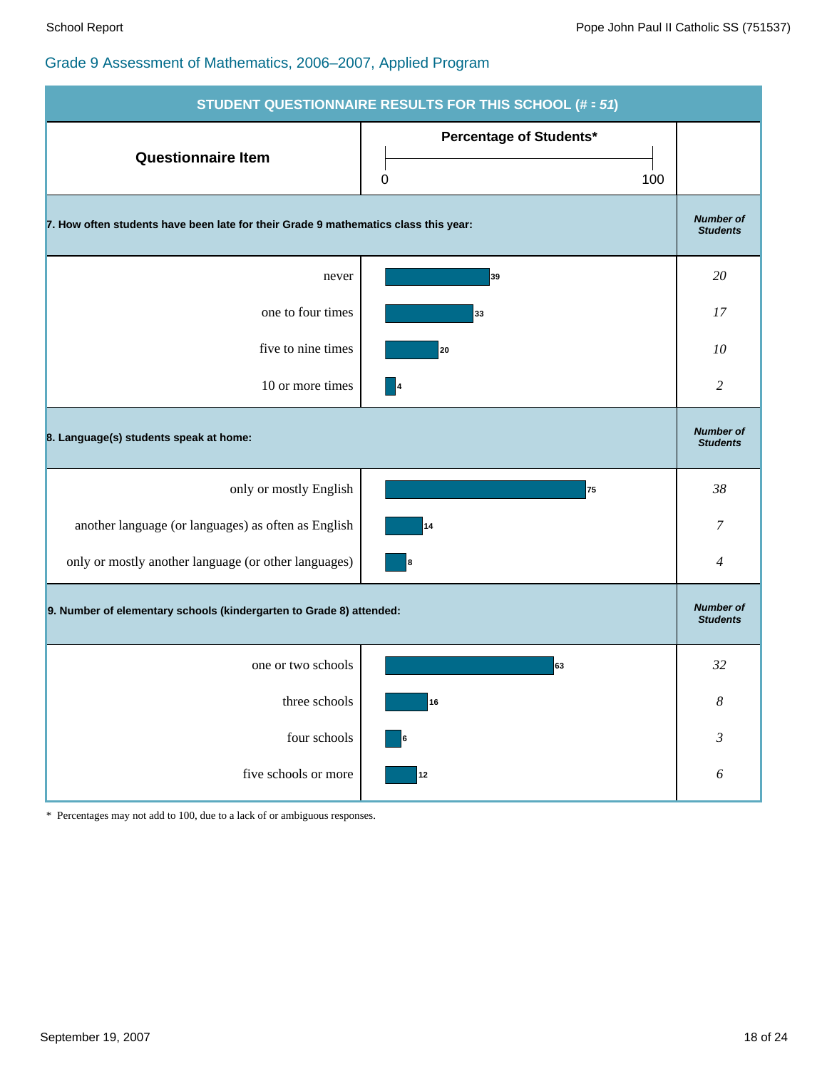## Grade 9 Assessment of Mathematics, 2006–2007, Applied Program

**STUDENT QUESTIONNAIRE RESULTS FOR THIS SCHOOL (# = 51)**

| Questionnaire Item | Percentage of Students* | Number of Students |
|---|---|---|
| **7. How often students have been late for their Grade 9 mathematics class this year:** | | |
| never | 39 | 20 |
| one to four times | 33 | 17 |
| five to nine times | 20 | 10 |
| 10 or more times | 4 | 2 |
| **8. Language(s) students speak at home:** | | |
| only or mostly English | 75 | 38 |
| another language (or languages) as often as English | 14 | 7 |
| only or mostly another language (or other languages) | 8 | 4 |
| **9. Number of elementary schools (kindergarten to Grade 8) attended:** | | |
| one or two schools | 63 | 32 |
| three schools | 16 | 8 |
| four schools | 6 | 3 |
| five schools or more | 12 | 6 |

\* Percentages may not add to 100, due to a lack of or ambiguous responses.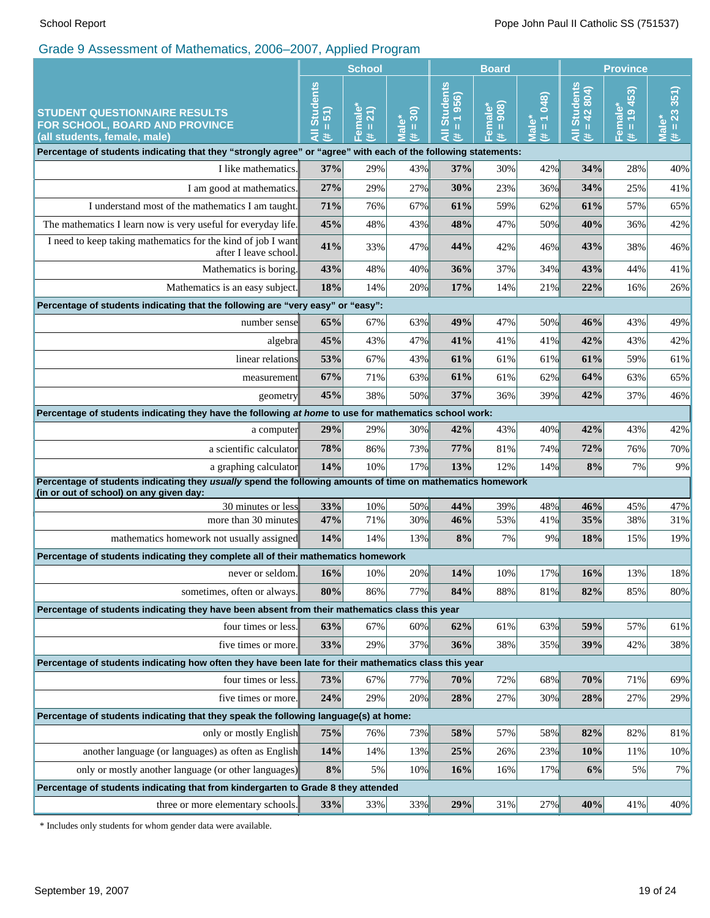School Report — Pope John Paul II Catholic SS (751537)

## Grade 9 Assessment of Mathematics, 2006–2007, Applied Program

| STUDENT QUESTIONNAIRE RESULTS FOR SCHOOL, BOARD AND PROVINCE (all students, female, male) | School | | | Board | | | Province | | |
|---|---|---|---|---|---|---|---|---|---|
| | All Students (# = 51) | Female* (# = 21) | Male* (# = 30) | All Students (# = 1 956) | Female* (# = 908) | Male* (# = 1 048) | All Students (# = 42 804) | Female* (# = 19 453) | Male* (# = 23 351) |
| **Percentage of students indicating that they "strongly agree" or "agree" with each of the following statements:** | | | | | | | | | |
| I like mathematics. | **37%** | 29% | 43% | **37%** | 30% | 42% | **34%** | 28% | 40% |
| I am good at mathematics. | **27%** | 29% | 27% | **30%** | 23% | 36% | **34%** | 25% | 41% |
| I understand most of the mathematics I am taught. | **71%** | 76% | 67% | **61%** | 59% | 62% | **61%** | 57% | 65% |
| The mathematics I learn now is very useful for everyday life. | **45%** | 48% | 43% | **48%** | 47% | 50% | **40%** | 36% | 42% |
| I need to keep taking mathematics for the kind of job I want after I leave school. | **41%** | 33% | 47% | **44%** | 42% | 46% | **43%** | 38% | 46% |
| Mathematics is boring. | **43%** | 48% | 40% | **36%** | 37% | 34% | **43%** | 44% | 41% |
| Mathematics is an easy subject. | **18%** | 14% | 20% | **17%** | 14% | 21% | **22%** | 16% | 26% |
| **Percentage of students indicating that the following are "very easy" or "easy":** | | | | | | | | | |
| number sense | **65%** | 67% | 63% | **49%** | 47% | 50% | **46%** | 43% | 49% |
| algebra | **45%** | 43% | 47% | **41%** | 41% | 41% | **42%** | 43% | 42% |
| linear relations | **53%** | 67% | 43% | **61%** | 61% | 61% | **61%** | 59% | 61% |
| measurement | **67%** | 71% | 63% | **61%** | 61% | 62% | **64%** | 63% | 65% |
| geometry | **45%** | 38% | 50% | **37%** | 36% | 39% | **42%** | 37% | 46% |
| **Percentage of students indicating they have the following *at home* to use for mathematics school work:** | | | | | | | | | |
| a computer | **29%** | 29% | 30% | **42%** | 43% | 40% | **42%** | 43% | 42% |
| a scientific calculator | **78%** | 86% | 73% | **77%** | 81% | 74% | **72%** | 76% | 70% |
| a graphing calculator | **14%** | 10% | 17% | **13%** | 12% | 14% | **8%** | 7% | 9% |
| **Percentage of students indicating they *usually* spend the following amounts of time on mathematics homework (in or out of school) on any given day:** | | | | | | | | | |
| 30 minutes or less | **33%** | 10% | 50% | **44%** | 39% | 48% | **46%** | 45% | 47% |
| more than 30 minutes | **47%** | 71% | 30% | **46%** | 53% | 41% | **35%** | 38% | 31% |
| mathematics homework not usually assigned | **14%** | 14% | 13% | **8%** | 7% | 9% | **18%** | 15% | 19% |
| **Percentage of students indicating they complete all of their mathematics homework** | | | | | | | | | |
| never or seldom. | **16%** | 10% | 20% | **14%** | 10% | 17% | **16%** | 13% | 18% |
| sometimes, often or always. | **80%** | 86% | 77% | **84%** | 88% | 81% | **82%** | 85% | 80% |
| **Percentage of students indicating they have been absent from their mathematics class this year** | | | | | | | | | |
| four times or less. | **63%** | 67% | 60% | **62%** | 61% | 63% | **59%** | 57% | 61% |
| five times or more. | **33%** | 29% | 37% | **36%** | 38% | 35% | **39%** | 42% | 38% |
| **Percentage of students indicating how often they have been late for their mathematics class this year** | | | | | | | | | |
| four times or less. | **73%** | 67% | 77% | **70%** | 72% | 68% | **70%** | 71% | 69% |
| five times or more. | **24%** | 29% | 20% | **28%** | 27% | 30% | **28%** | 27% | 29% |
| **Percentage of students indicating that they speak the following language(s) at home:** | | | | | | | | | |
| only or mostly English | **75%** | 76% | 73% | **58%** | 57% | 58% | **82%** | 82% | 81% |
| another language (or languages) as often as English | **14%** | 14% | 13% | **25%** | 26% | 23% | **10%** | 11% | 10% |
| only or mostly another language (or other languages) | **8%** | 5% | 10% | **16%** | 16% | 17% | **6%** | 5% | 7% |
| **Percentage of students indicating that from kindergarten to Grade 8 they attended** | | | | | | | | | |
| three or more elementary schools. | **33%** | 33% | 33% | **29%** | 31% | 27% | **40%** | 41% | 40% |

* Includes only students for whom gender data were available.

September 19, 2007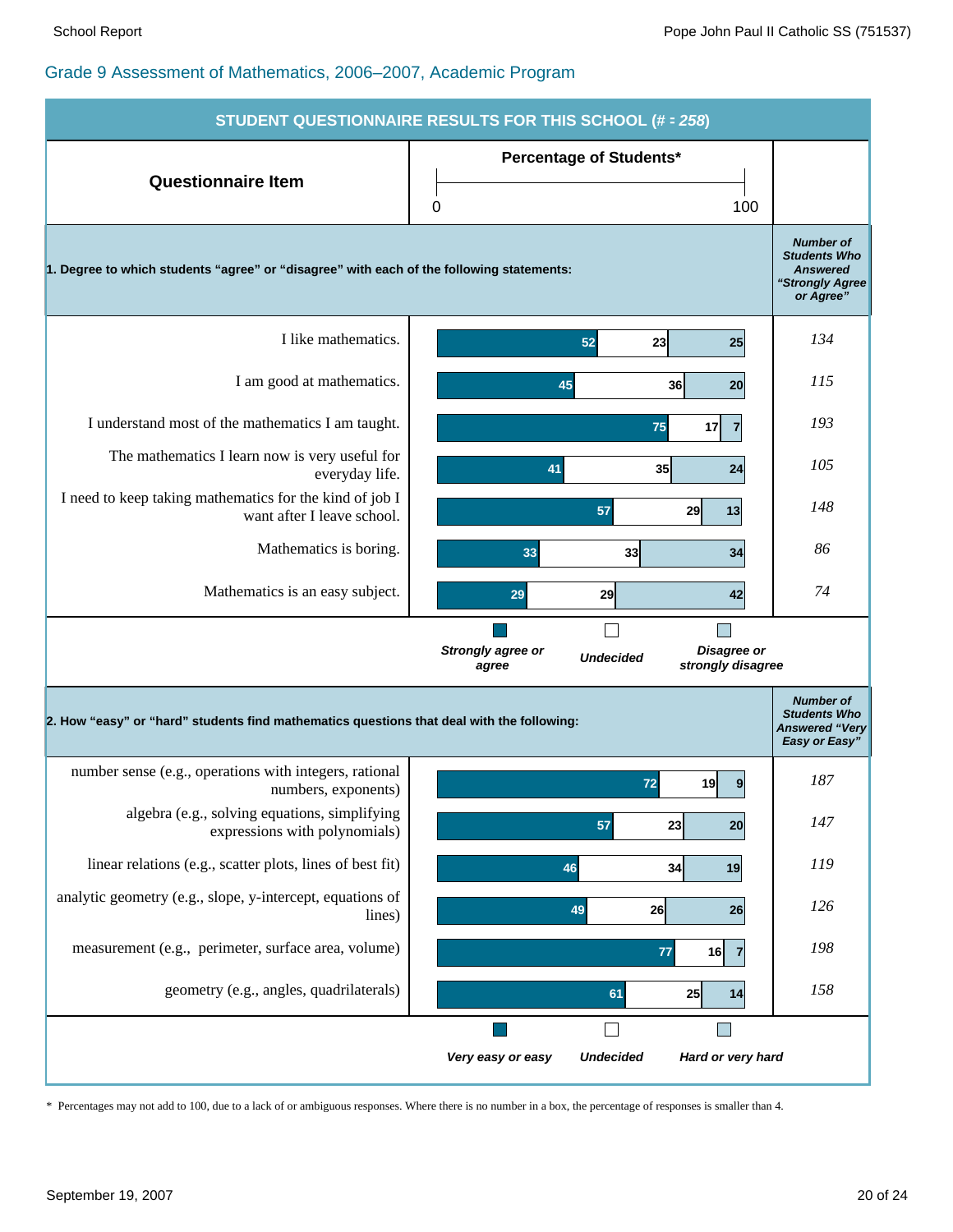## Grade 9 Assessment of Mathematics, 2006–2007, Academic Program

**STUDENT QUESTIONNAIRE RESULTS FOR THIS SCHOOL (# = *258*)**

**1. Degree to which students "agree" or "disagree" with each of the following statements:**

| Questionnaire Item | Strongly agree or agree (%) | Undecided (%) | Disagree or strongly disagree (%) | *Number of Students Who Answered "Strongly Agree or Agree"* |
|---|---|---|---|---|
| I like mathematics. | 52 | 23 | 25 | *134* |
| I am good at mathematics. | 45 | 36 | 20 | *115* |
| I understand most of the mathematics I am taught. | 75 | 17 | 7 | *193* |
| The mathematics I learn now is very useful for everyday life. | 41 | 35 | 24 | *105* |
| I need to keep taking mathematics for the kind of job I want after I leave school. | 57 | 29 | 13 | *148* |
| Mathematics is boring. | 33 | 33 | 34 | *86* |
| Mathematics is an easy subject. | 29 | 29 | 42 | *74* |

**2. How "easy" or "hard" students find mathematics questions that deal with the following:**

| Questionnaire Item | Very easy or easy (%) | Undecided (%) | Hard or very hard (%) | *Number of Students Who Answered "Very Easy or Easy"* |
|---|---|---|---|---|
| number sense (e.g., operations with integers, rational numbers, exponents) | 72 | 19 | 9 | *187* |
| algebra (e.g., solving equations, simplifying expressions with polynomials) | 57 | 23 | 20 | *147* |
| linear relations (e.g., scatter plots, lines of best fit) | 46 | 34 | 19 | *119* |
| analytic geometry (e.g., slope, y-intercept, equations of lines) | 49 | 26 | 26 | *126* |
| measurement (e.g., perimeter, surface area, volume) | 77 | 16 | 7 | *198* |
| geometry (e.g., angles, quadrilaterals) | 61 | 25 | 14 | *158* |

\* Percentages may not add to 100, due to a lack of or ambiguous responses. Where there is no number in a box, the percentage of responses is smaller than 4.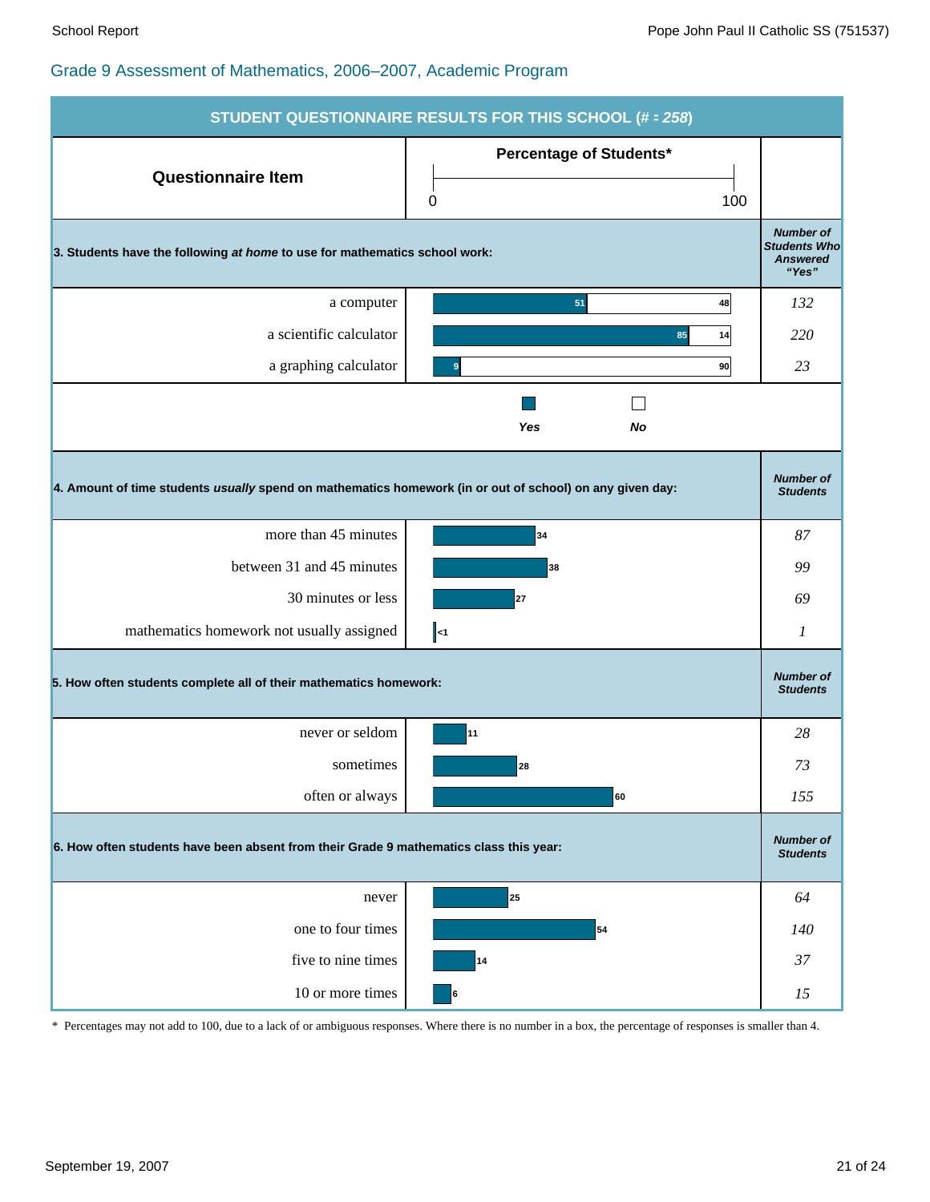## Grade 9 Assessment of Mathematics, 2006–2007, Academic Program

**STUDENT QUESTIONNAIRE RESULTS FOR THIS SCHOOL (# = *258*)**

| Questionnaire Item | Percentage of Students* (0–100) | |
|---|---|---|
| **3. Students have the following *at home* to use for mathematics school work:** | | ***Number of Students Who Answered "Yes"*** |
| a computer | Yes: 51, No: 48 | *132* |
| a scientific calculator | Yes: 85, No: 14 | *220* |
| a graphing calculator | Yes: 9, No: 90 | *23* |
| **4. Amount of time students *usually* spend on mathematics homework (in or out of school) on any given day:** | | ***Number of Students*** |
| more than 45 minutes | 34 | *87* |
| between 31 and 45 minutes | 38 | *99* |
| 30 minutes or less | 27 | *69* |
| mathematics homework not usually assigned | <1 | *1* |
| **5. How often students complete all of their mathematics homework:** | | ***Number of Students*** |
| never or seldom | 11 | *28* |
| sometimes | 28 | *73* |
| often or always | 60 | *155* |
| **6. How often students have been absent from their Grade 9 mathematics class this year:** | | ***Number of Students*** |
| never | 25 | *64* |
| one to four times | 54 | *140* |
| five to nine times | 14 | *37* |
| 10 or more times | 6 | *15* |

\* Percentages may not add to 100, due to a lack of or ambiguous responses. Where there is no number in a box, the percentage of responses is smaller than 4.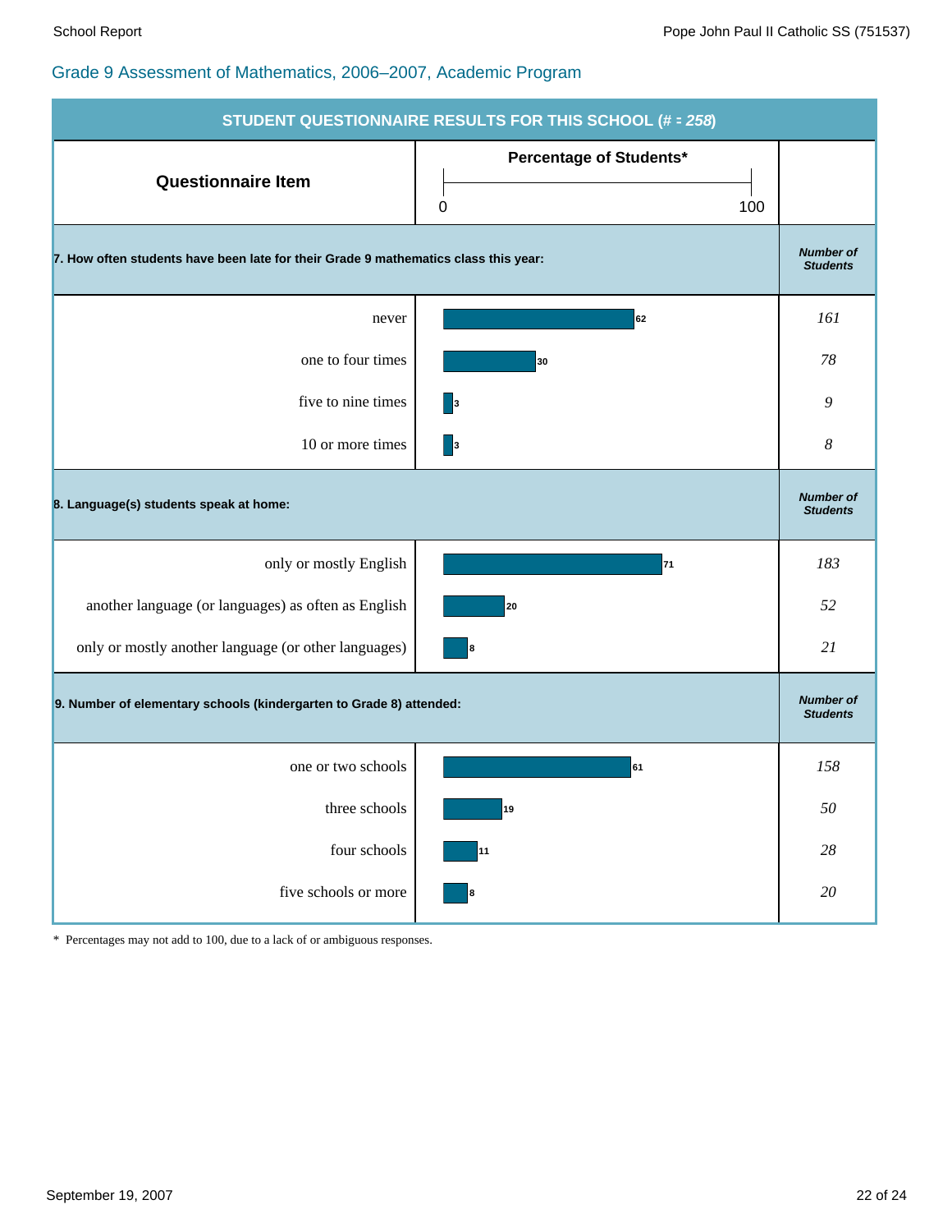## Grade 9 Assessment of Mathematics, 2006–2007, Academic Program

**STUDENT QUESTIONNAIRE RESULTS FOR THIS SCHOOL (# = *258*)**

| Questionnaire Item | Percentage of Students* (0–100) | Number of Students |
|---|---|---|
| **7. How often students have been late for their Grade 9 mathematics class this year:** | | |
| never | 62 | *161* |
| one to four times | 30 | *78* |
| five to nine times | 3 | *9* |
| 10 or more times | 3 | *8* |
| **8. Language(s) students speak at home:** | | |
| only or mostly English | 71 | *183* |
| another language (or languages) as often as English | 20 | *52* |
| only or mostly another language (or other languages) | 8 | *21* |
| **9. Number of elementary schools (kindergarten to Grade 8) attended:** | | |
| one or two schools | 61 | *158* |
| three schools | 19 | *50* |
| four schools | 11 | *28* |
| five schools or more | 8 | *20* |

\* Percentages may not add to 100, due to a lack of or ambiguous responses.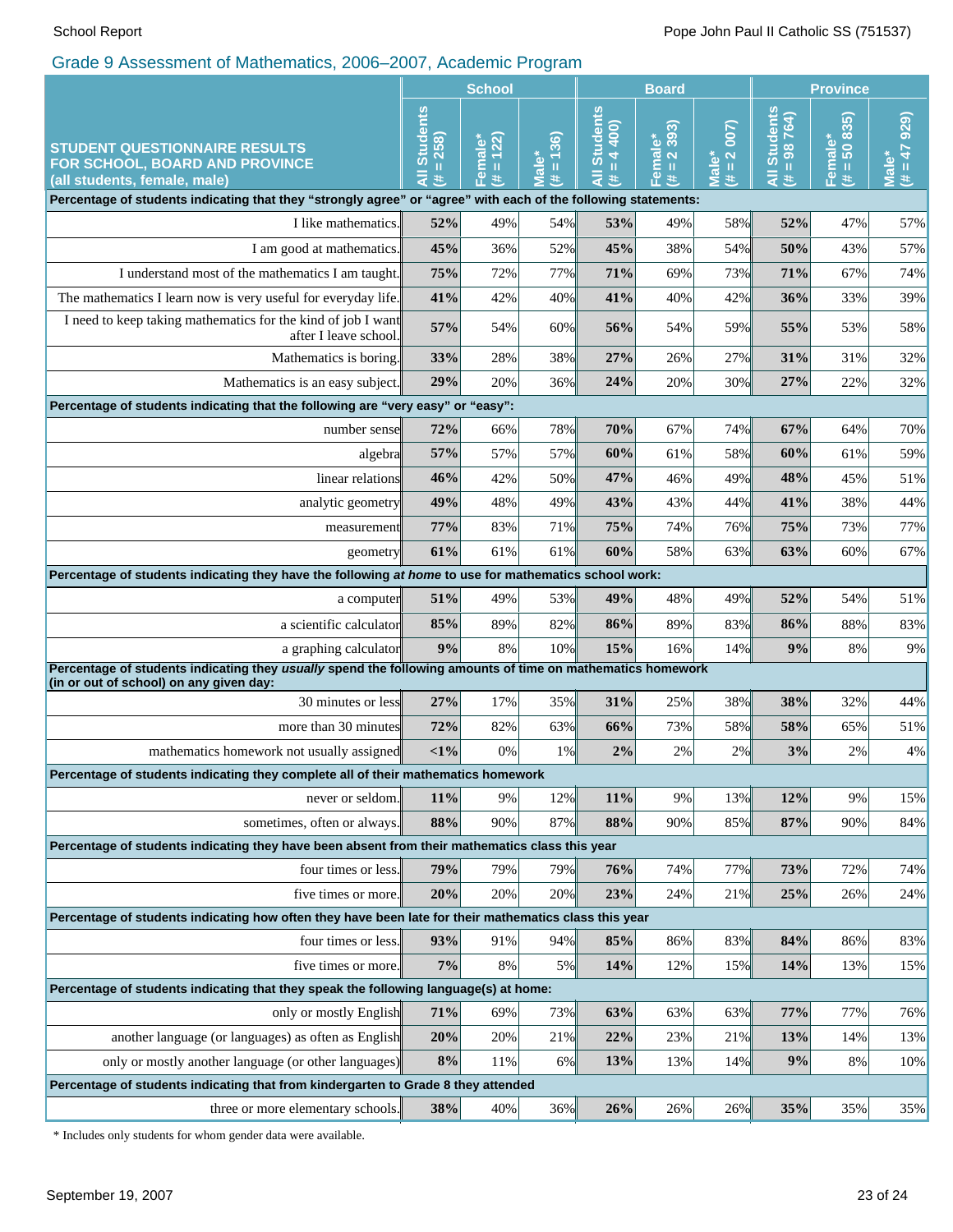## Grade 9 Assessment of Mathematics, 2006–2007, Academic Program

| STUDENT QUESTIONNAIRE RESULTS FOR SCHOOL, BOARD AND PROVINCE (all students, female, male) | School | | | Board | | | Province | | |
|---|---|---|---|---|---|---|---|---|---|
| | All Students (# = 258) | Female* (# = 122) | Male* (# = 136) | All Students (# = 4 400) | Female* (# = 2 393) | Male* (# = 2 007) | All Students (# = 98 764) | Female* (# = 50 835) | Male* (# = 47 929) |
| **Percentage of students indicating that they “strongly agree” or “agree” with each of the following statements:** | | | | | | | | | |
| I like mathematics. | **52%** | 49% | 54% | **53%** | 49% | 58% | **52%** | 47% | 57% |
| I am good at mathematics. | **45%** | 36% | 52% | **45%** | 38% | 54% | **50%** | 43% | 57% |
| I understand most of the mathematics I am taught. | **75%** | 72% | 77% | **71%** | 69% | 73% | **71%** | 67% | 74% |
| The mathematics I learn now is very useful for everyday life. | **41%** | 42% | 40% | **41%** | 40% | 42% | **36%** | 33% | 39% |
| I need to keep taking mathematics for the kind of job I want after I leave school. | **57%** | 54% | 60% | **56%** | 54% | 59% | **55%** | 53% | 58% |
| Mathematics is boring. | **33%** | 28% | 38% | **27%** | 26% | 27% | **31%** | 31% | 32% |
| Mathematics is an easy subject. | **29%** | 20% | 36% | **24%** | 20% | 30% | **27%** | 22% | 32% |
| **Percentage of students indicating that the following are “very easy” or “easy”:** | | | | | | | | | |
| number sense | **72%** | 66% | 78% | **70%** | 67% | 74% | **67%** | 64% | 70% |
| algebra | **57%** | 57% | 57% | **60%** | 61% | 58% | **60%** | 61% | 59% |
| linear relations | **46%** | 42% | 50% | **47%** | 46% | 49% | **48%** | 45% | 51% |
| analytic geometry | **49%** | 48% | 49% | **43%** | 43% | 44% | **41%** | 38% | 44% |
| measurement | **77%** | 83% | 71% | **75%** | 74% | 76% | **75%** | 73% | 77% |
| geometry | **61%** | 61% | 61% | **60%** | 58% | 63% | **63%** | 60% | 67% |
| **Percentage of students indicating they have the following *at home* to use for mathematics school work:** | | | | | | | | | |
| a computer | **51%** | 49% | 53% | **49%** | 48% | 49% | **52%** | 54% | 51% |
| a scientific calculator | **85%** | 89% | 82% | **86%** | 89% | 83% | **86%** | 88% | 83% |
| a graphing calculator | **9%** | 8% | 10% | **15%** | 16% | 14% | **9%** | 8% | 9% |
| **Percentage of students indicating they *usually* spend the following amounts of time on mathematics homework (in or out of school) on any given day:** | | | | | | | | | |
| 30 minutes or less | **27%** | 17% | 35% | **31%** | 25% | 38% | **38%** | 32% | 44% |
| more than 30 minutes | **72%** | 82% | 63% | **66%** | 73% | 58% | **58%** | 65% | 51% |
| mathematics homework not usually assigned | **<1%** | 0% | 1% | **2%** | 2% | 2% | **3%** | 2% | 4% |
| **Percentage of students indicating they complete all of their mathematics homework** | | | | | | | | | |
| never or seldom. | **11%** | 9% | 12% | **11%** | 9% | 13% | **12%** | 9% | 15% |
| sometimes, often or always. | **88%** | 90% | 87% | **88%** | 90% | 85% | **87%** | 90% | 84% |
| **Percentage of students indicating they have been absent from their mathematics class this year** | | | | | | | | | |
| four times or less. | **79%** | 79% | 79% | **76%** | 74% | 77% | **73%** | 72% | 74% |
| five times or more. | **20%** | 20% | 20% | **23%** | 24% | 21% | **25%** | 26% | 24% |
| **Percentage of students indicating how often they have been late for their mathematics class this year** | | | | | | | | | |
| four times or less. | **93%** | 91% | 94% | **85%** | 86% | 83% | **84%** | 86% | 83% |
| five times or more. | **7%** | 8% | 5% | **14%** | 12% | 15% | **14%** | 13% | 15% |
| **Percentage of students indicating that they speak the following language(s) at home:** | | | | | | | | | |
| only or mostly English | **71%** | 69% | 73% | **63%** | 63% | 63% | **77%** | 77% | 76% |
| another language (or languages) as often as English | **20%** | 20% | 21% | **22%** | 23% | 21% | **13%** | 14% | 13% |
| only or mostly another language (or other languages) | **8%** | 11% | 6% | **13%** | 13% | 14% | **9%** | 8% | 10% |
| **Percentage of students indicating that from kindergarten to Grade 8 they attended** | | | | | | | | | |
| three or more elementary schools. | **38%** | 40% | 36% | **26%** | 26% | 26% | **35%** | 35% | 35% |

\* Includes only students for whom gender data were available.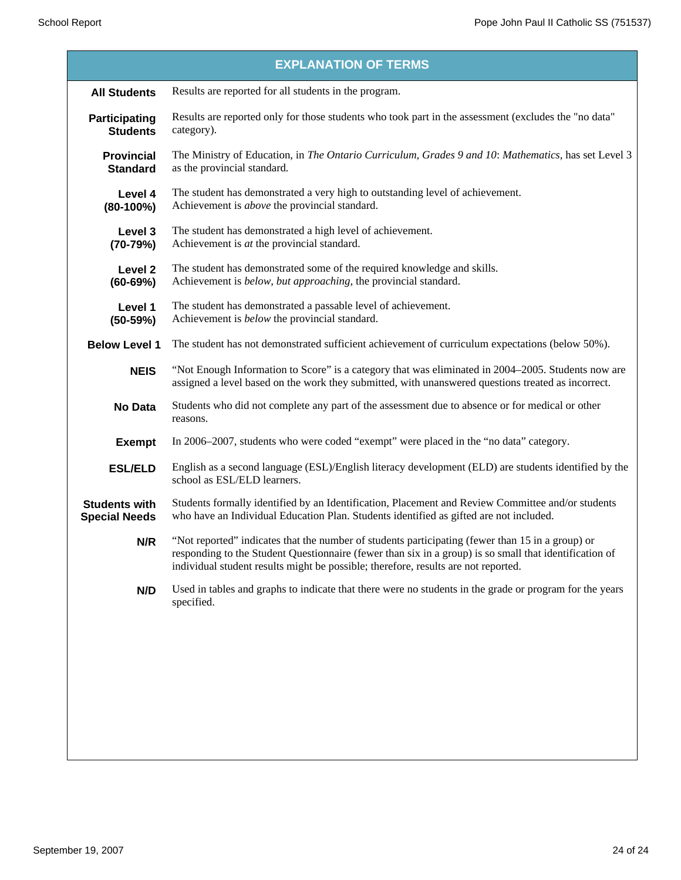## EXPLANATION OF TERMS

| | |
|---|---|
| **All Students** | Results are reported for all students in the program. |
| **Participating Students** | Results are reported only for those students who took part in the assessment (excludes the "no data" category). |
| **Provincial Standard** | The Ministry of Education, in *The Ontario Curriculum, Grades 9 and 10*: *Mathematics,* has set Level 3 as the provincial standard. |
| **Level 4 (80-100%)** | The student has demonstrated a very high to outstanding level of achievement. Achievement is *above* the provincial standard. |
| **Level 3 (70-79%)** | The student has demonstrated a high level of achievement. Achievement is *at* the provincial standard. |
| **Level 2 (60-69%)** | The student has demonstrated some of the required knowledge and skills. Achievement is *below, but approaching,* the provincial standard. |
| **Level 1 (50-59%)** | The student has demonstrated a passable level of achievement. Achievement is *below* the provincial standard. |
| **Below Level 1** | The student has not demonstrated sufficient achievement of curriculum expectations (below 50%). |
| **NEIS** | "Not Enough Information to Score" is a category that was eliminated in 2004–2005. Students now are assigned a level based on the work they submitted, with unanswered questions treated as incorrect. |
| **No Data** | Students who did not complete any part of the assessment due to absence or for medical or other reasons. |
| **Exempt** | In 2006–2007, students who were coded "exempt" were placed in the "no data" category. |
| **ESL/ELD** | English as a second language (ESL)/English literacy development (ELD) are students identified by the school as ESL/ELD learners. |
| **Students with Special Needs** | Students formally identified by an Identification, Placement and Review Committee and/or students who have an Individual Education Plan. Students identified as gifted are not included. |
| **N/R** | "Not reported" indicates that the number of students participating (fewer than 15 in a group) or responding to the Student Questionnaire (fewer than six in a group) is so small that identification of individual student results might be possible; therefore, results are not reported. |
| **N/D** | Used in tables and graphs to indicate that there were no students in the grade or program for the years specified. |